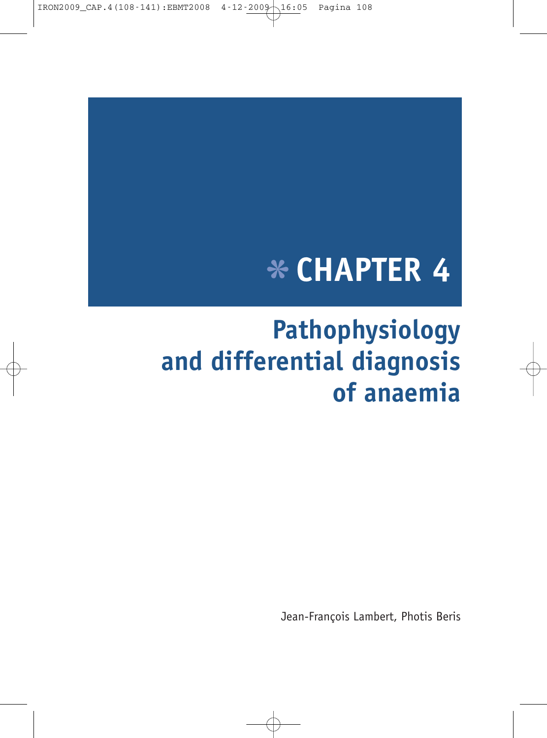# CHAPTER 4

# Pathophysiology and differential diagnosis of anaemia

Jean-François Lambert, Photis Beris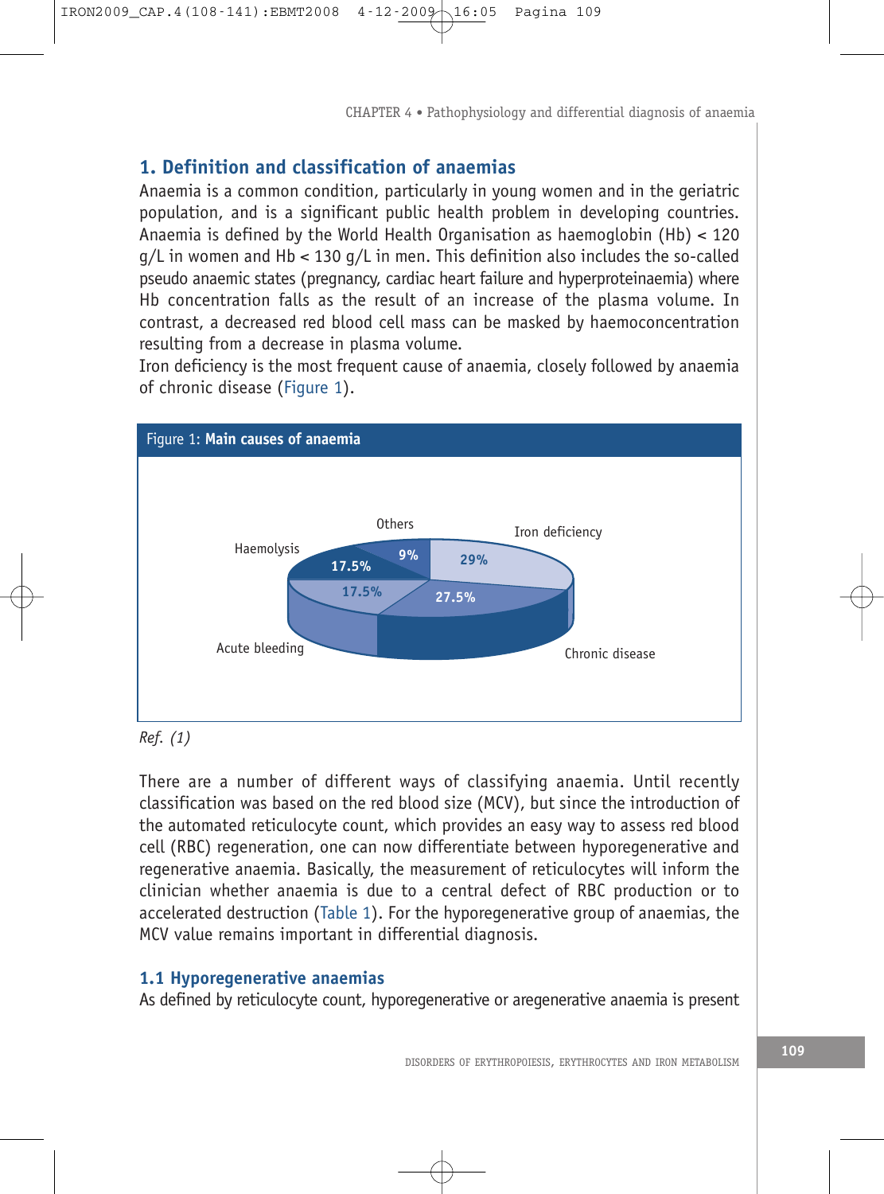## 1. Definition and classification of anaemias

Anaemia is a common condition, particularly in young women and in the geriatric population, and is a significant public health problem in developing countries. Anaemia is defined by the World Health Organisation as haemoglobin (Hb) < 120 g/L in women and Hb < 130 g/L in men. This definition also includes the so-called pseudo anaemic states (pregnancy, cardiac heart failure and hyperproteinaemia) where Hb concentration falls as the result of an increase of the plasma volume. In contrast, a decreased red blood cell mass can be masked by haemoconcentration resulting from a decrease in plasma volume.

Iron deficiency is the most frequent cause of anaemia, closely followed by anaemia of chronic disease (Figure 1).

Figure 1: **Main causes of anaemia**

| Cause | % |
|---|---|
| Iron deficiency | 29% |
| Chronic disease | 27.5% |
| Acute bleeding | 17.5% |
| Haemolysis | 17.5% |
| Others | 9% |

*Ref. (1)*

There are a number of different ways of classifying anaemia. Until recently classification was based on the red blood size (MCV), but since the introduction of the automated reticulocyte count, which provides an easy way to assess red blood cell (RBC) regeneration, one can now differentiate between hyporegenerative and regenerative anaemia. Basically, the measurement of reticulocytes will inform the clinician whether anaemia is due to a central defect of RBC production or to accelerated destruction (Table 1). For the hyporegenerative group of anaemias, the MCV value remains important in differential diagnosis.

### 1.1 Hyporegenerative anaemias

As defined by reticulocyte count, hyporegenerative or aregenerative anaemia is present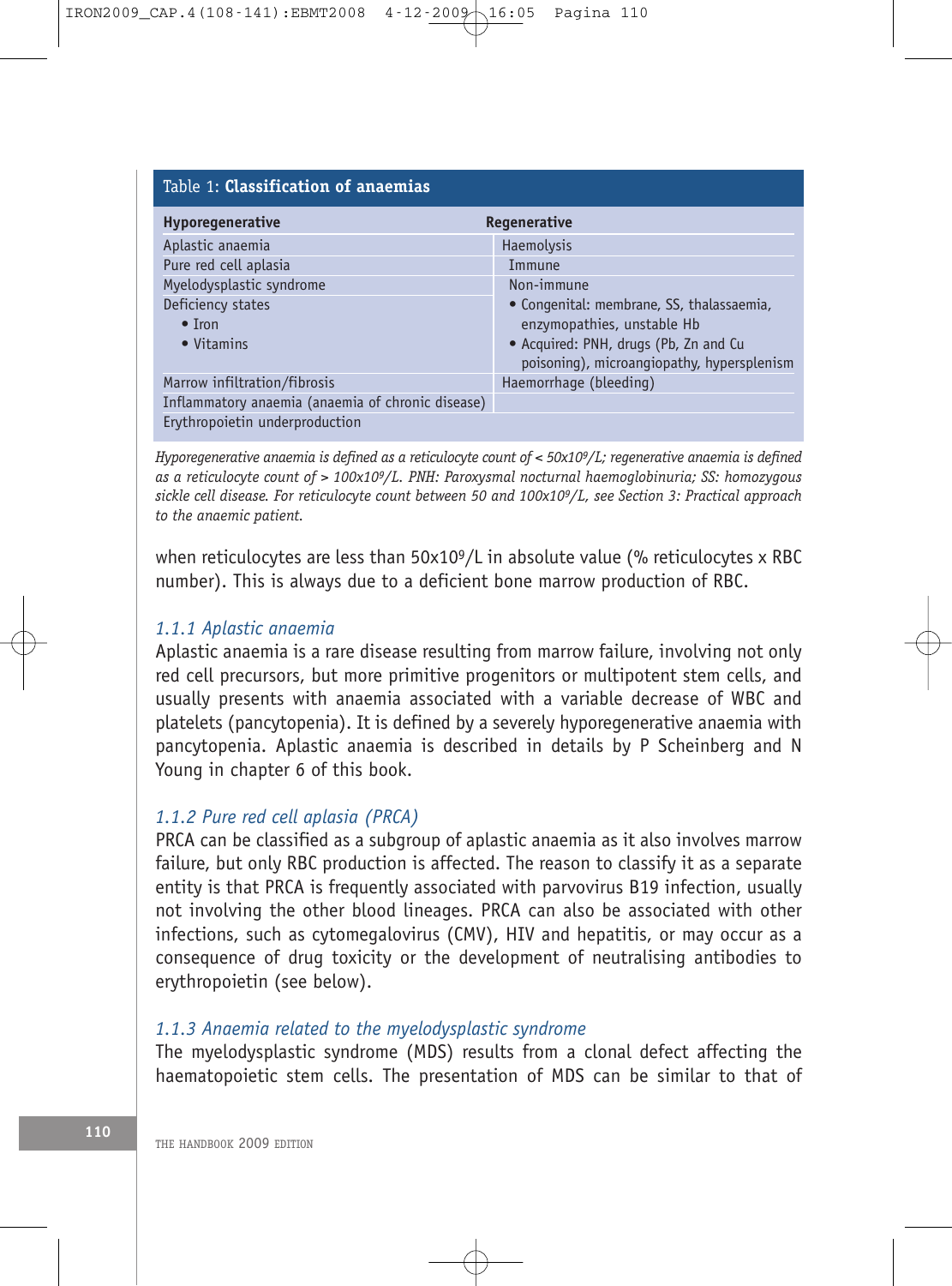Table 1: **Classification of anaemias**

| Hyporegenerative | Regenerative |
|---|---|
| Aplastic anaemia | Haemolysis |
| Pure red cell aplasia | Immune |
| Myelodysplastic syndrome | Non-immune |
| Deficiency states<br>• Iron<br>• Vitamins | • Congenital: membrane, SS, thalassaemia, enzymopathies, unstable Hb<br>• Acquired: PNH, drugs (Pb, Zn and Cu poisoning), microangiopathy, hypersplenism |
| Marrow infiltration/fibrosis | Haemorrhage (bleeding) |
| Inflammatory anaemia (anaemia of chronic disease) | |
| Erythropoietin underproduction | |

*Hyporegenerative anaemia is defined as a reticulocyte count of < $50x10^9$/L; regenerative anaemia is defined as a reticulocyte count of > $100x10^9$/L. PNH: Paroxysmal nocturnal haemoglobinuria; SS: homozygous sickle cell disease. For reticulocyte count between 50 and $100x10^9$/L, see Section 3: Practical approach to the anaemic patient.*

when reticulocytes are less than $50x10^9$/L in absolute value (% reticulocytes x RBC number). This is always due to a deficient bone marrow production of RBC.

### 1.1.1 Aplastic anaemia

Aplastic anaemia is a rare disease resulting from marrow failure, involving not only red cell precursors, but more primitive progenitors or multipotent stem cells, and usually presents with anaemia associated with a variable decrease of WBC and platelets (pancytopenia). It is defined by a severely hyporegenerative anaemia with pancytopenia. Aplastic anaemia is described in details by P Scheinberg and N Young in chapter 6 of this book.

### 1.1.2 Pure red cell aplasia (PRCA)

PRCA can be classified as a subgroup of aplastic anaemia as it also involves marrow failure, but only RBC production is affected. The reason to classify it as a separate entity is that PRCA is frequently associated with parvovirus B19 infection, usually not involving the other blood lineages. PRCA can also be associated with other infections, such as cytomegalovirus (CMV), HIV and hepatitis, or may occur as a consequence of drug toxicity or the development of neutralising antibodies to erythropoietin (see below).

### 1.1.3 Anaemia related to the myelodysplastic syndrome

The myelodysplastic syndrome (MDS) results from a clonal defect affecting the haematopoietic stem cells. The presentation of MDS can be similar to that of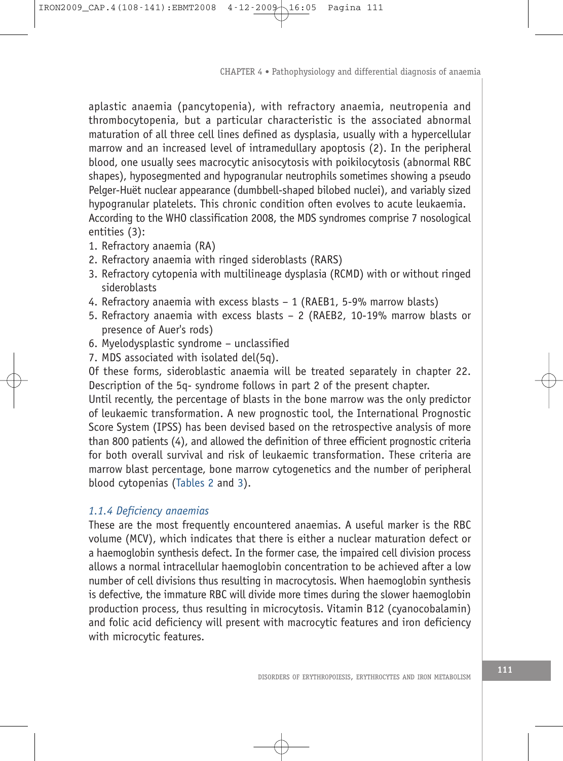aplastic anaemia (pancytopenia), with refractory anaemia, neutropenia and thrombocytopenia, but a particular characteristic is the associated abnormal maturation of all three cell lines defined as dysplasia, usually with a hypercellular marrow and an increased level of intramedullary apoptosis (2). In the peripheral blood, one usually sees macrocytic anisocytosis with poikilocytosis (abnormal RBC shapes), hyposegmented and hypogranular neutrophils sometimes showing a pseudo Pelger-Huët nuclear appearance (dumbbell-shaped bilobed nuclei), and variably sized hypogranular platelets. This chronic condition often evolves to acute leukaemia.

According to the WHO classification 2008, the MDS syndromes comprise 7 nosological entities (3):

1. Refractory anaemia (RA)
2. Refractory anaemia with ringed sideroblasts (RARS)
3. Refractory cytopenia with multilineage dysplasia (RCMD) with or without ringed sideroblasts
4. Refractory anaemia with excess blasts – 1 (RAEB1, 5-9% marrow blasts)
5. Refractory anaemia with excess blasts – 2 (RAEB2, 10-19% marrow blasts or presence of Auer's rods)
6. Myelodysplastic syndrome – unclassified
7. MDS associated with isolated del(5q).

Of these forms, sideroblastic anaemia will be treated separately in chapter 22. Description of the 5q- syndrome follows in part 2 of the present chapter.

Until recently, the percentage of blasts in the bone marrow was the only predictor of leukaemic transformation. A new prognostic tool, the International Prognostic Score System (IPSS) has been devised based on the retrospective analysis of more than 800 patients (4), and allowed the definition of three efficient prognostic criteria for both overall survival and risk of leukaemic transformation. These criteria are marrow blast percentage, bone marrow cytogenetics and the number of peripheral blood cytopenias (Tables 2 and 3).

### *1.1.4 Deficiency anaemias*

These are the most frequently encountered anaemias. A useful marker is the RBC volume (MCV), which indicates that there is either a nuclear maturation defect or a haemoglobin synthesis defect. In the former case, the impaired cell division process allows a normal intracellular haemoglobin concentration to be achieved after a low number of cell divisions thus resulting in macrocytosis. When haemoglobin synthesis is defective, the immature RBC will divide more times during the slower haemoglobin production process, thus resulting in microcytosis. Vitamin B12 (cyanocobalamin) and folic acid deficiency will present with macrocytic features and iron deficiency with microcytic features.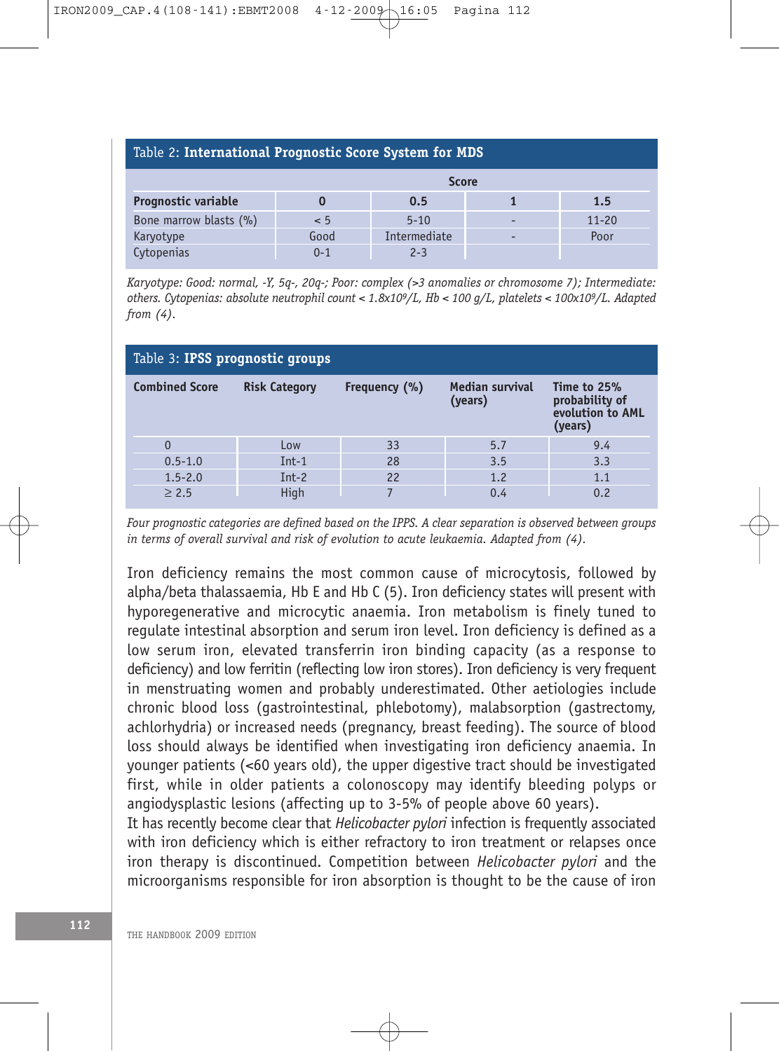**Table 2: International Prognostic Score System for MDS**

| Prognostic variable | Score 0 | 0.5 | 1 | 1.5 |
|---|---|---|---|---|
| Bone marrow blasts (%) | < 5 | 5-10 | - | 11-20 |
| Karyotype | Good | Intermediate | - | Poor |
| Cytopenias | 0-1 | 2-3 | | |

*Karyotype: Good: normal, -Y, 5q-, 20q-; Poor: complex (>3 anomalies or chromosome 7); Intermediate: others. Cytopenias: absolute neutrophil count < $1.8x10^9$/L, Hb < 100 g/L, platelets < $100x10^9$/L. Adapted from (4).*

**Table 3: IPSS prognostic groups**

| Combined Score | Risk Category | Frequency (%) | Median survival (years) | Time to 25% probability of evolution to AML (years) |
|---|---|---|---|---|
| 0 | Low | 33 | 5.7 | 9.4 |
| 0.5-1.0 | Int-1 | 28 | 3.5 | 3.3 |
| 1.5-2.0 | Int-2 | 22 | 1.2 | 1.1 |
| ≥ 2.5 | High | 7 | 0.4 | 0.2 |

*Four prognostic categories are defined based on the IPPS. A clear separation is observed between groups in terms of overall survival and risk of evolution to acute leukaemia. Adapted from (4).*

Iron deficiency remains the most common cause of microcytosis, followed by alpha/beta thalassaemia, Hb E and Hb C (5). Iron deficiency states will present with hyporegenerative and microcytic anaemia. Iron metabolism is finely tuned to regulate intestinal absorption and serum iron level. Iron deficiency is defined as a low serum iron, elevated transferrin iron binding capacity (as a response to deficiency) and low ferritin (reflecting low iron stores). Iron deficiency is very frequent in menstruating women and probably underestimated. Other aetiologies include chronic blood loss (gastrointestinal, phlebotomy), malabsorption (gastrectomy, achlorhydria) or increased needs (pregnancy, breast feeding). The source of blood loss should always be identified when investigating iron deficiency anaemia. In younger patients (<60 years old), the upper digestive tract should be investigated first, while in older patients a colonoscopy may identify bleeding polyps or angiodysplastic lesions (affecting up to 3-5% of people above 60 years).

It has recently become clear that *Helicobacter pylori* infection is frequently associated with iron deficiency which is either refractory to iron treatment or relapses once iron therapy is discontinued. Competition between *Helicobacter pylori* and the microorganisms responsible for iron absorption is thought to be the cause of iron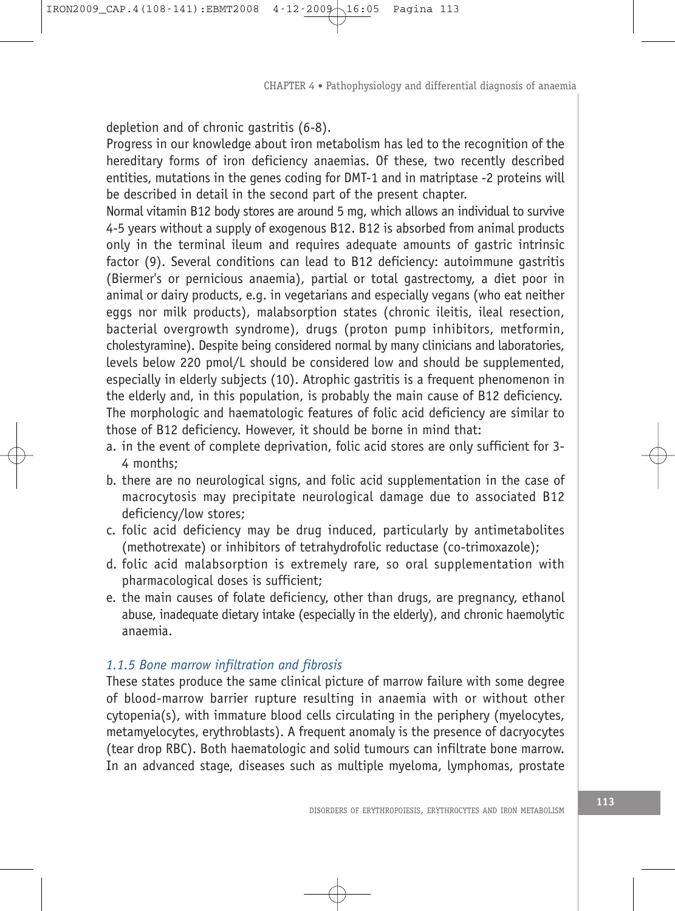depletion and of chronic gastritis (6-8).

Progress in our knowledge about iron metabolism has led to the recognition of the hereditary forms of iron deficiency anaemias. Of these, two recently described entities, mutations in the genes coding for DMT-1 and in matriptase -2 proteins will be described in detail in the second part of the present chapter.

Normal vitamin B12 body stores are around 5 mg, which allows an individual to survive 4-5 years without a supply of exogenous B12. B12 is absorbed from animal products only in the terminal ileum and requires adequate amounts of gastric intrinsic factor (9). Several conditions can lead to B12 deficiency: autoimmune gastritis (Biermer's or pernicious anaemia), partial or total gastrectomy, a diet poor in animal or dairy products, e.g. in vegetarians and especially vegans (who eat neither eggs nor milk products), malabsorption states (chronic ileitis, ileal resection, bacterial overgrowth syndrome), drugs (proton pump inhibitors, metformin, cholestyramine). Despite being considered normal by many clinicians and laboratories, levels below 220 pmol/L should be considered low and should be supplemented, especially in elderly subjects (10). Atrophic gastritis is a frequent phenomenon in the elderly and, in this population, is probably the main cause of B12 deficiency.

The morphologic and haematologic features of folic acid deficiency are similar to those of B12 deficiency. However, it should be borne in mind that:

a. in the event of complete deprivation, folic acid stores are only sufficient for 3-4 months;
b. there are no neurological signs, and folic acid supplementation in the case of macrocytosis may precipitate neurological damage due to associated B12 deficiency/low stores;
c. folic acid deficiency may be drug induced, particularly by antimetabolites (methotrexate) or inhibitors of tetrahydrofolic reductase (co-trimoxazole);
d. folic acid malabsorption is extremely rare, so oral supplementation with pharmacological doses is sufficient;
e. the main causes of folate deficiency, other than drugs, are pregnancy, ethanol abuse, inadequate dietary intake (especially in the elderly), and chronic haemolytic anaemia.

#### *1.1.5 Bone marrow infiltration and fibrosis*

These states produce the same clinical picture of marrow failure with some degree of blood-marrow barrier rupture resulting in anaemia with or without other cytopenia(s), with immature blood cells circulating in the periphery (myelocytes, metamyelocytes, erythroblasts). A frequent anomaly is the presence of dacryocytes (tear drop RBC). Both haematologic and solid tumours can infiltrate bone marrow. In an advanced stage, diseases such as multiple myeloma, lymphomas, prostate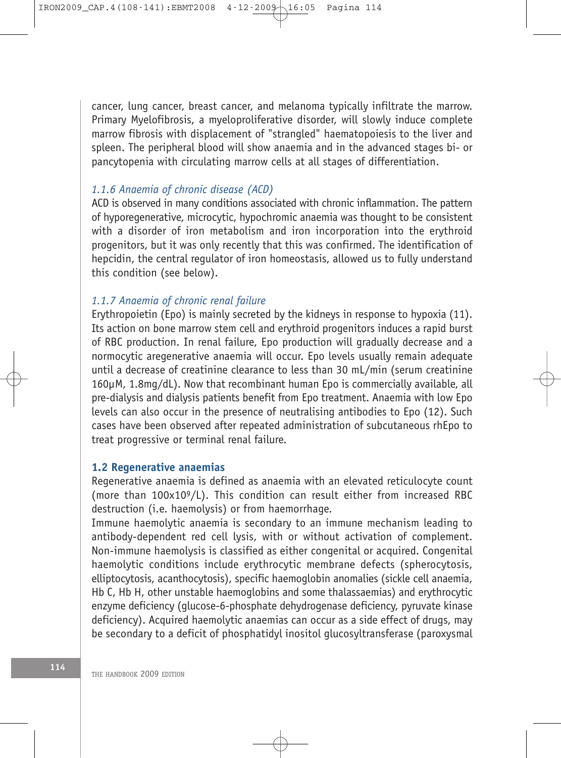cancer, lung cancer, breast cancer, and melanoma typically infiltrate the marrow. Primary Myelofibrosis, a myeloproliferative disorder, will slowly induce complete marrow fibrosis with displacement of "strangled" haematopoiesis to the liver and spleen. The peripheral blood will show anaemia and in the advanced stages bi- or pancytopenia with circulating marrow cells at all stages of differentiation.

### *1.1.6 Anaemia of chronic disease (ACD)*

ACD is observed in many conditions associated with chronic inflammation. The pattern of hyporegenerative, microcytic, hypochromic anaemia was thought to be consistent with a disorder of iron metabolism and iron incorporation into the erythroid progenitors, but it was only recently that this was confirmed. The identification of hepcidin, the central regulator of iron homeostasis, allowed us to fully understand this condition (see below).

### *1.1.7 Anaemia of chronic renal failure*

Erythropoietin (Epo) is mainly secreted by the kidneys in response to hypoxia (11). Its action on bone marrow stem cell and erythroid progenitors induces a rapid burst of RBC production. In renal failure, Epo production will gradually decrease and a normocytic aregenerative anaemia will occur. Epo levels usually remain adequate until a decrease of creatinine clearance to less than 30 mL/min (serum creatinine 160μM, 1.8mg/dL). Now that recombinant human Epo is commercially available, all pre-dialysis and dialysis patients benefit from Epo treatment. Anaemia with low Epo levels can also occur in the presence of neutralising antibodies to Epo (12). Such cases have been observed after repeated administration of subcutaneous rhEpo to treat progressive or terminal renal failure.

## 1.2 Regenerative anaemias

Regenerative anaemia is defined as anaemia with an elevated reticulocyte count (more than $100 \times 10^9$/L). This condition can result either from increased RBC destruction (i.e. haemolysis) or from haemorrhage.

Immune haemolytic anaemia is secondary to an immune mechanism leading to antibody-dependent red cell lysis, with or without activation of complement. Non-immune haemolysis is classified as either congenital or acquired. Congenital haemolytic conditions include erythrocytic membrane defects (spherocytosis, elliptocytosis, acanthocytosis), specific haemoglobin anomalies (sickle cell anaemia, Hb C, Hb H, other unstable haemoglobins and some thalassaemias) and erythrocytic enzyme deficiency (glucose-6-phosphate dehydrogenase deficiency, pyruvate kinase deficiency). Acquired haemolytic anaemias can occur as a side effect of drugs, may be secondary to a deficit of phosphatidyl inositol glucosyltransferase (paroxysmal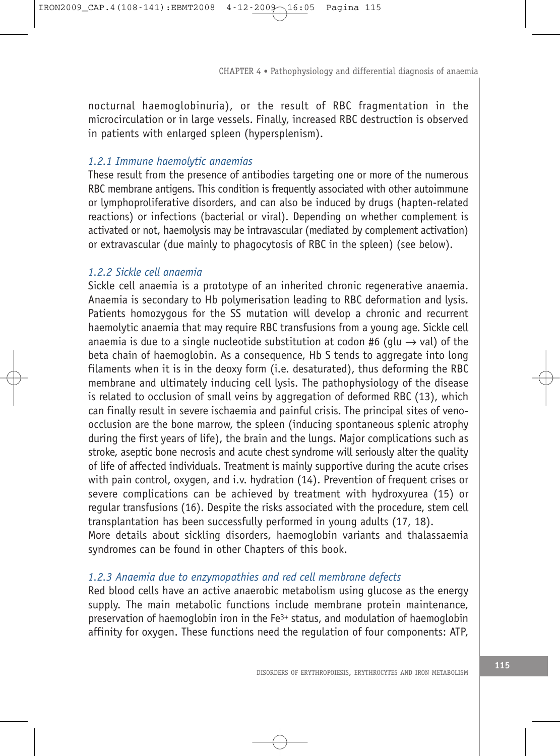nocturnal haemoglobinuria), or the result of RBC fragmentation in the microcirculation or in large vessels. Finally, increased RBC destruction is observed in patients with enlarged spleen (hypersplenism).

### *1.2.1 Immune haemolytic anaemias*

These result from the presence of antibodies targeting one or more of the numerous RBC membrane antigens. This condition is frequently associated with other autoimmune or lymphoproliferative disorders, and can also be induced by drugs (hapten-related reactions) or infections (bacterial or viral). Depending on whether complement is activated or not, haemolysis may be intravascular (mediated by complement activation) or extravascular (due mainly to phagocytosis of RBC in the spleen) (see below).

### *1.2.2 Sickle cell anaemia*

Sickle cell anaemia is a prototype of an inherited chronic regenerative anaemia. Anaemia is secondary to Hb polymerisation leading to RBC deformation and lysis. Patients homozygous for the SS mutation will develop a chronic and recurrent haemolytic anaemia that may require RBC transfusions from a young age. Sickle cell anaemia is due to a single nucleotide substitution at codon #6 (glu → val) of the beta chain of haemoglobin. As a consequence, Hb S tends to aggregate into long filaments when it is in the deoxy form (i.e. desaturated), thus deforming the RBC membrane and ultimately inducing cell lysis. The pathophysiology of the disease is related to occlusion of small veins by aggregation of deformed RBC (13), which can finally result in severe ischaemia and painful crisis. The principal sites of veno-occlusion are the bone marrow, the spleen (inducing spontaneous splenic atrophy during the first years of life), the brain and the lungs. Major complications such as stroke, aseptic bone necrosis and acute chest syndrome will seriously alter the quality of life of affected individuals. Treatment is mainly supportive during the acute crises with pain control, oxygen, and i.v. hydration (14). Prevention of frequent crises or severe complications can be achieved by treatment with hydroxyurea (15) or regular transfusions (16). Despite the risks associated with the procedure, stem cell transplantation has been successfully performed in young adults (17, 18).
More details about sickling disorders, haemoglobin variants and thalassaemia syndromes can be found in other Chapters of this book.

### *1.2.3 Anaemia due to enzymopathies and red cell membrane defects*

Red blood cells have an active anaerobic metabolism using glucose as the energy supply. The main metabolic functions include membrane protein maintenance, preservation of haemoglobin iron in the $Fe^{3+}$ status, and modulation of haemoglobin affinity for oxygen. These functions need the regulation of four components: ATP,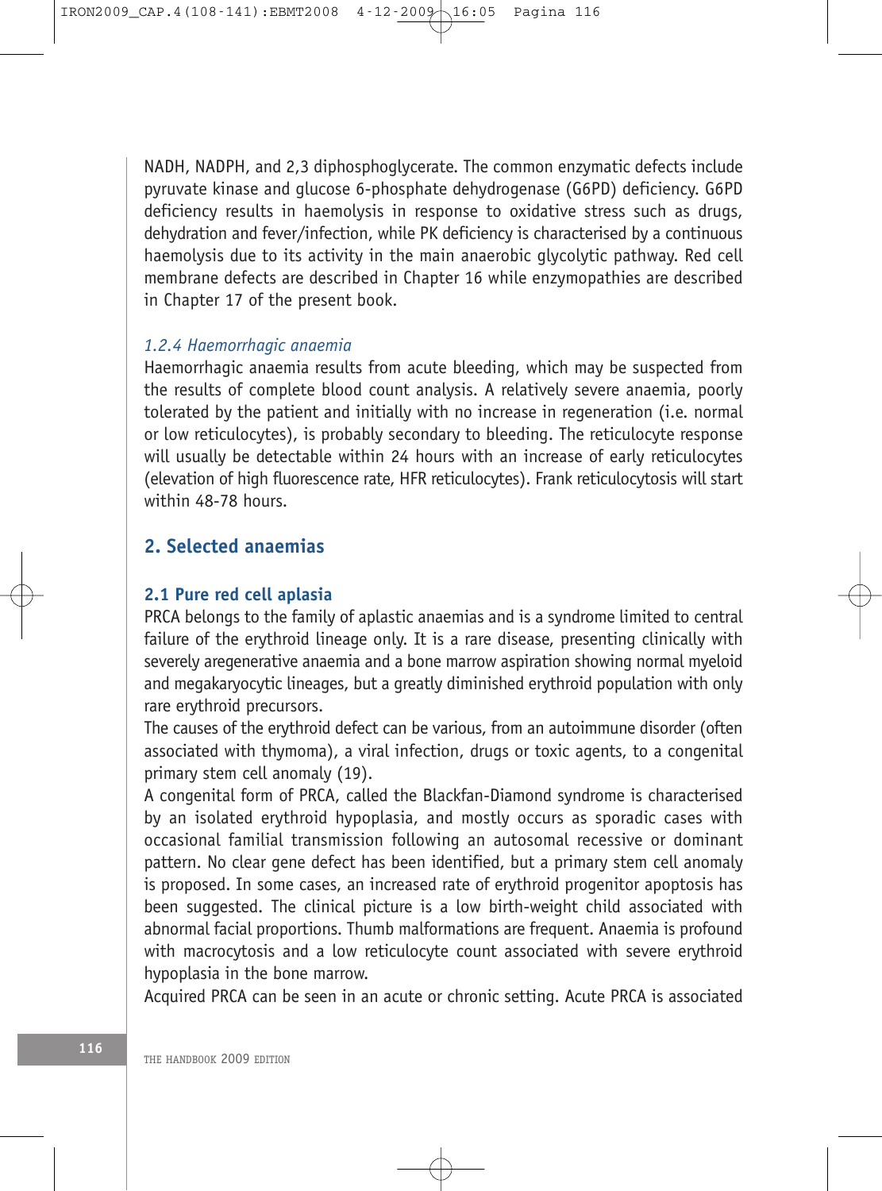NADH, NADPH, and 2,3 diphosphoglycerate. The common enzymatic defects include pyruvate kinase and glucose 6-phosphate dehydrogenase (G6PD) deficiency. G6PD deficiency results in haemolysis in response to oxidative stress such as drugs, dehydration and fever/infection, while PK deficiency is characterised by a continuous haemolysis due to its activity in the main anaerobic glycolytic pathway. Red cell membrane defects are described in Chapter 16 while enzymopathies are described in Chapter 17 of the present book.

#### *1.2.4 Haemorrhagic anaemia*

Haemorrhagic anaemia results from acute bleeding, which may be suspected from the results of complete blood count analysis. A relatively severe anaemia, poorly tolerated by the patient and initially with no increase in regeneration (i.e. normal or low reticulocytes), is probably secondary to bleeding. The reticulocyte response will usually be detectable within 24 hours with an increase of early reticulocytes (elevation of high fluorescence rate, HFR reticulocytes). Frank reticulocytosis will start within 48-78 hours.

## 2. Selected anaemias

### 2.1 Pure red cell aplasia

PRCA belongs to the family of aplastic anaemias and is a syndrome limited to central failure of the erythroid lineage only. It is a rare disease, presenting clinically with severely aregenerative anaemia and a bone marrow aspiration showing normal myeloid and megakaryocytic lineages, but a greatly diminished erythroid population with only rare erythroid precursors.

The causes of the erythroid defect can be various, from an autoimmune disorder (often associated with thymoma), a viral infection, drugs or toxic agents, to a congenital primary stem cell anomaly (19).

A congenital form of PRCA, called the Blackfan-Diamond syndrome is characterised by an isolated erythroid hypoplasia, and mostly occurs as sporadic cases with occasional familial transmission following an autosomal recessive or dominant pattern. No clear gene defect has been identified, but a primary stem cell anomaly is proposed. In some cases, an increased rate of erythroid progenitor apoptosis has been suggested. The clinical picture is a low birth-weight child associated with abnormal facial proportions. Thumb malformations are frequent. Anaemia is profound with macrocytosis and a low reticulocyte count associated with severe erythroid hypoplasia in the bone marrow.

Acquired PRCA can be seen in an acute or chronic setting. Acute PRCA is associated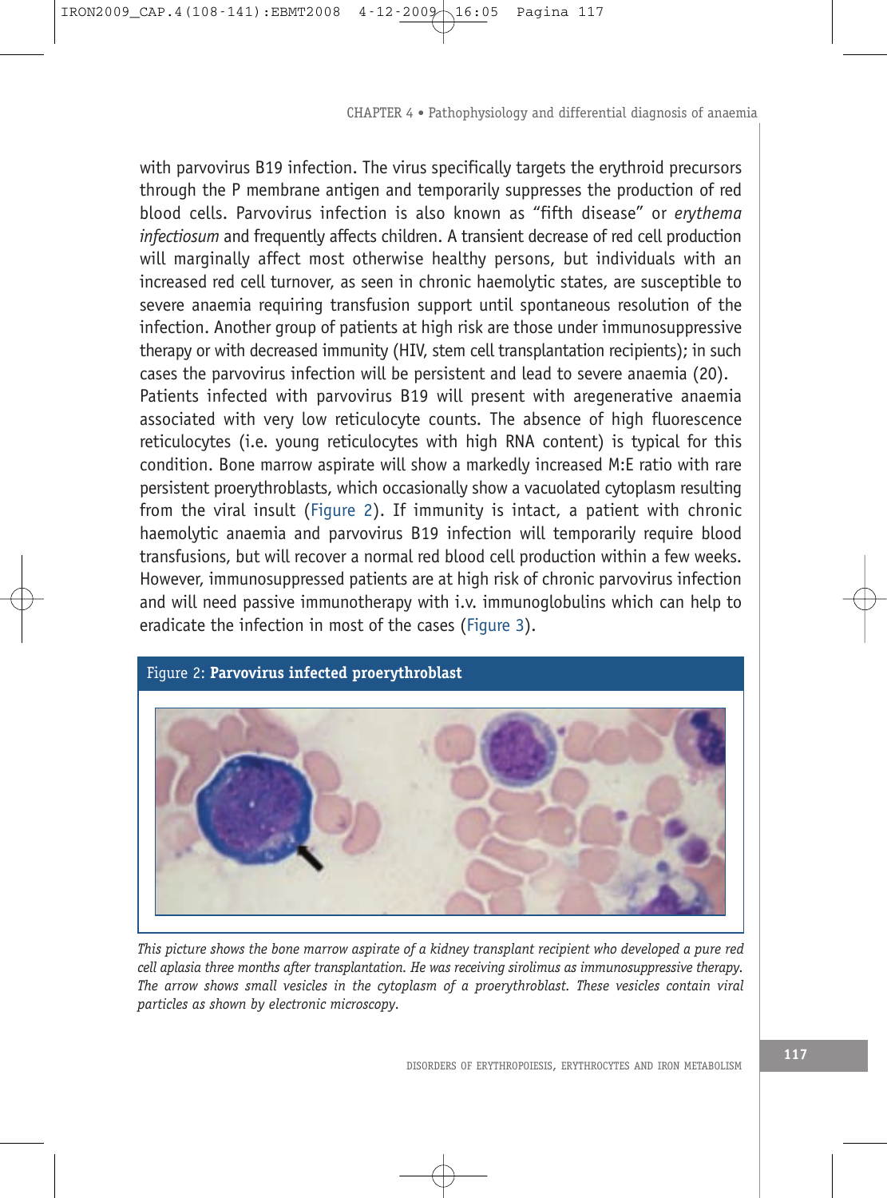with parvovirus B19 infection. The virus specifically targets the erythroid precursors through the P membrane antigen and temporarily suppresses the production of red blood cells. Parvovirus infection is also known as “fifth disease” or *erythema infectiosum* and frequently affects children. A transient decrease of red cell production will marginally affect most otherwise healthy persons, but individuals with an increased red cell turnover, as seen in chronic haemolytic states, are susceptible to severe anaemia requiring transfusion support until spontaneous resolution of the infection. Another group of patients at high risk are those under immunosuppressive therapy or with decreased immunity (HIV, stem cell transplantation recipients); in such cases the parvovirus infection will be persistent and lead to severe anaemia (20).

Patients infected with parvovirus B19 will present with aregenerative anaemia associated with very low reticulocyte counts. The absence of high fluorescence reticulocytes (i.e. young reticulocytes with high RNA content) is typical for this condition. Bone marrow aspirate will show a markedly increased M:E ratio with rare persistent proerythroblasts, which occasionally show a vacuolated cytoplasm resulting from the viral insult (Figure 2). If immunity is intact, a patient with chronic haemolytic anaemia and parvovirus B19 infection will temporarily require blood transfusions, but will recover a normal red blood cell production within a few weeks. However, immunosuppressed patients are at high risk of chronic parvovirus infection and will need passive immunotherapy with i.v. immunoglobulins which can help to eradicate the infection in most of the cases (Figure 3).

Figure 2: **Parvovirus infected proerythroblast**

*This picture shows the bone marrow aspirate of a kidney transplant recipient who developed a pure red cell aplasia three months after transplantation. He was receiving sirolimus as immunosuppressive therapy. The arrow shows small vesicles in the cytoplasm of a proerythroblast. These vesicles contain viral particles as shown by electronic microscopy.*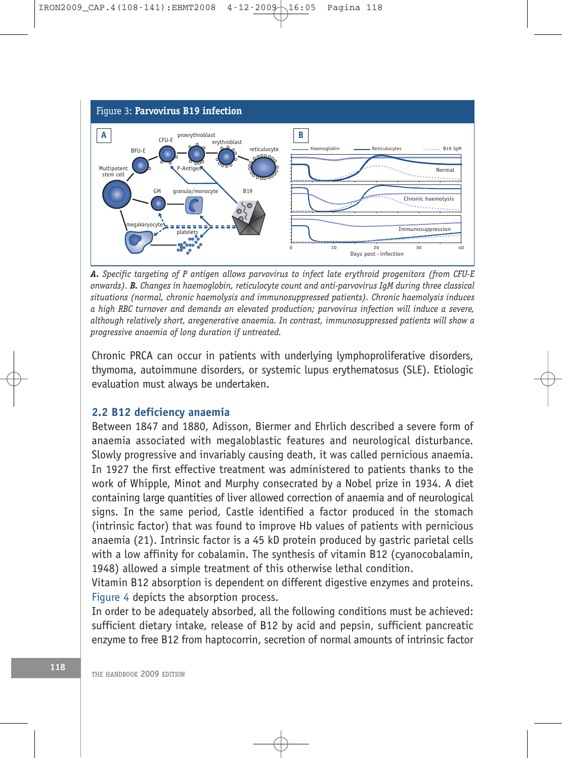Figure 3: **Parvovirus B19 infection**

***A.*** *Specific targeting of P antigen allows parvovirus to infect late erythroid progenitors (from CFU-E onwards).* ***B.*** *Changes in haemoglobin, reticulocyte count and anti-parvovirus IgM during three classical situations (normal, chronic haemolysis and immunosuppressed patients). Chronic haemolysis induces a high RBC turnover and demands an elevated production; parvovirus infection will induce a severe, although relatively short, aregenerative anaemia. In contrast, immunosuppressed patients will show a progressive anaemia of long duration if untreated.*

Chronic PRCA can occur in patients with underlying lymphoproliferative disorders, thymoma, autoimmune disorders, or systemic lupus erythematosus (SLE). Etiologic evaluation must always be undertaken.

## 2.2 B12 deficiency anaemia

Between 1847 and 1880, Adisson, Biermer and Ehrlich described a severe form of anaemia associated with megaloblastic features and neurological disturbance. Slowly progressive and invariably causing death, it was called pernicious anaemia. In 1927 the first effective treatment was administered to patients thanks to the work of Whipple, Minot and Murphy consecrated by a Nobel prize in 1934. A diet containing large quantities of liver allowed correction of anaemia and of neurological signs. In the same period, Castle identified a factor produced in the stomach (intrinsic factor) that was found to improve Hb values of patients with pernicious anaemia (21). Intrinsic factor is a 45 kD protein produced by gastric parietal cells with a low affinity for cobalamin. The synthesis of vitamin B12 (cyanocobalamin, 1948) allowed a simple treatment of this otherwise lethal condition.

Vitamin B12 absorption is dependent on different digestive enzymes and proteins. Figure 4 depicts the absorption process.

In order to be adequately absorbed, all the following conditions must be achieved: sufficient dietary intake, release of B12 by acid and pepsin, sufficient pancreatic enzyme to free B12 from haptocorrin, secretion of normal amounts of intrinsic factor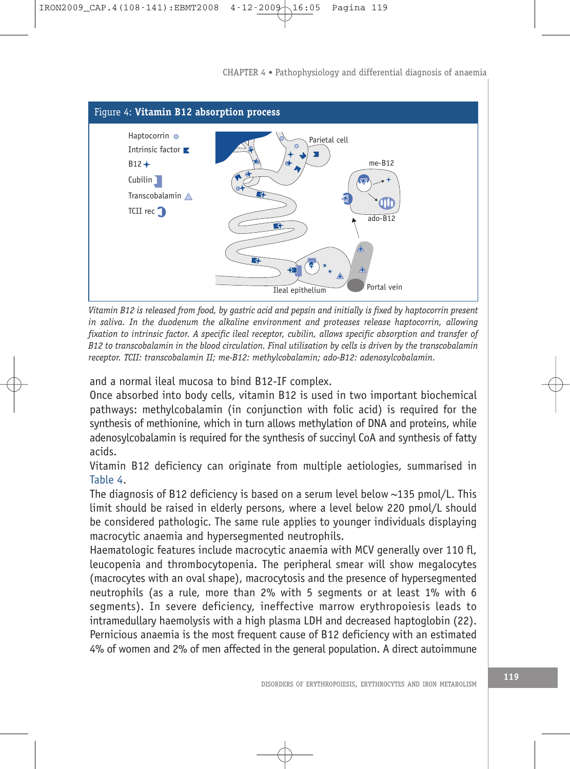**Figure 4: Vitamin B12 absorption process**

Haptocorrin
Intrinsic factor
B12
Cubilin
Transcobalamin
TCII rec

Parietal cell
me-B12
ado-B12
Portal vein
Ileal epithelium

*Vitamin B12 is released from food, by gastric acid and pepsin and initially is fixed by haptocorrin present in saliva. In the duodenum the alkaline environment and proteases release haptocorrin, allowing fixation to intrinsic factor. A specific ileal receptor, cubilin, allows specific absorption and transfer of B12 to transcobalamin in the blood circulation. Final utilisation by cells is driven by the transcobalamin receptor. TCII: transcobalamin II; me-B12: methylcobalamin; ado-B12: adenosylcobalamin.*

and a normal ileal mucosa to bind B12-IF complex.

Once absorbed into body cells, vitamin B12 is used in two important biochemical pathways: methylcobalamin (in conjunction with folic acid) is required for the synthesis of methionine, which in turn allows methylation of DNA and proteins, while adenosylcobalamin is required for the synthesis of succinyl CoA and synthesis of fatty acids.

Vitamin B12 deficiency can originate from multiple aetiologies, summarised in Table 4.

The diagnosis of B12 deficiency is based on a serum level below ~135 pmol/L. This limit should be raised in elderly persons, where a level below 220 pmol/L should be considered pathologic. The same rule applies to younger individuals displaying macrocytic anaemia and hypersegmented neutrophils.

Haematologic features include macrocytic anaemia with MCV generally over 110 fl, leucopenia and thrombocytopenia. The peripheral smear will show megalocytes (macrocytes with an oval shape), macrocytosis and the presence of hypersegmented neutrophils (as a rule, more than 2% with 5 segments or at least 1% with 6 segments). In severe deficiency, ineffective marrow erythropoiesis leads to intramedullary haemolysis with a high plasma LDH and decreased haptoglobin (22).

Pernicious anaemia is the most frequent cause of B12 deficiency with an estimated 4% of women and 2% of men affected in the general population. A direct autoimmune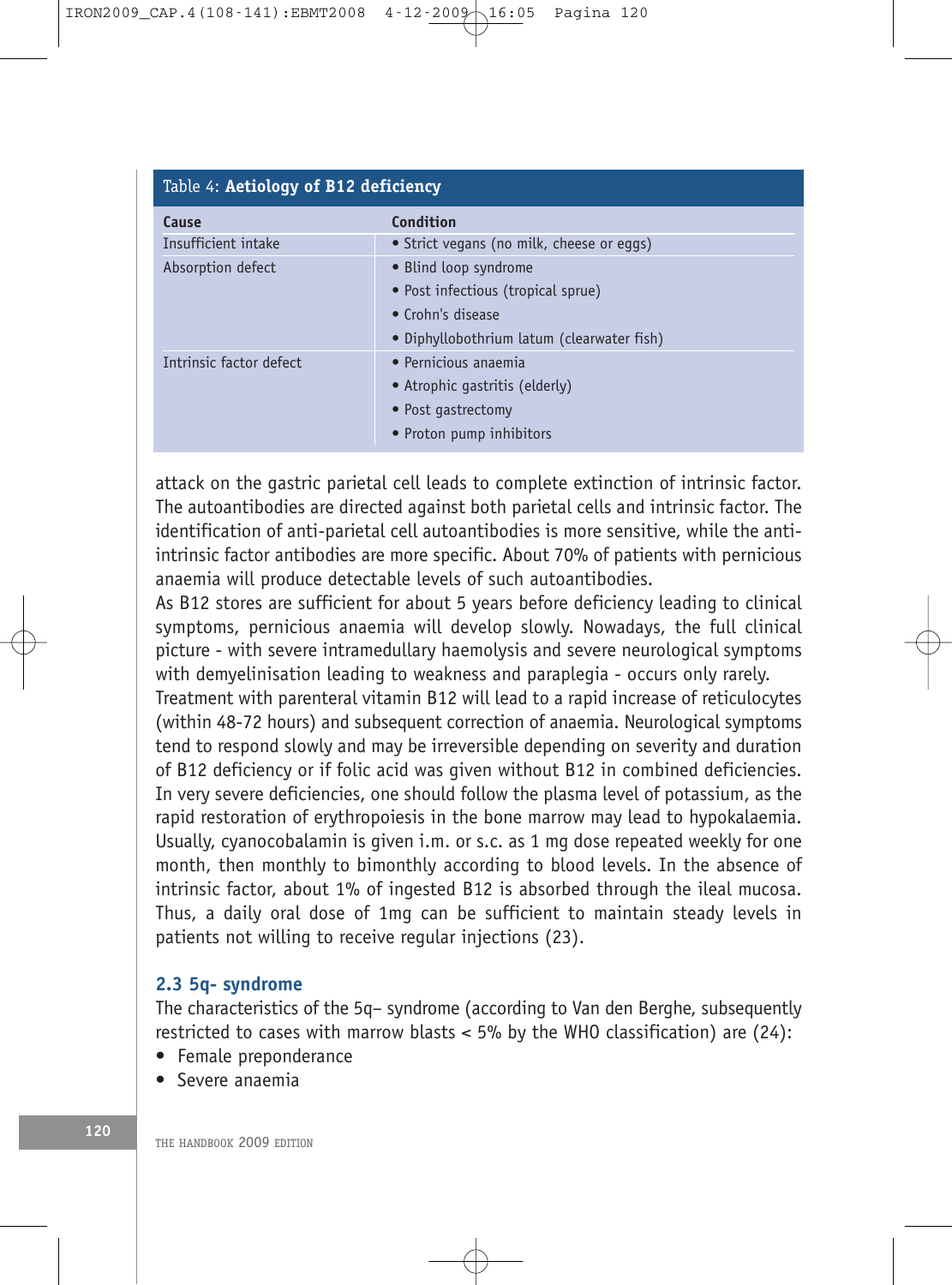Table 4: **Aetiology of B12 deficiency**

| Cause | Condition |
|---|---|
| Insufficient intake | • Strict vegans (no milk, cheese or eggs) |
| Absorption defect | • Blind loop syndrome<br>• Post infectious (tropical sprue)<br>• Crohn's disease<br>• Diphyllobothrium latum (clearwater fish) |
| Intrinsic factor defect | • Pernicious anaemia<br>• Atrophic gastritis (elderly)<br>• Post gastrectomy<br>• Proton pump inhibitors |

attack on the gastric parietal cell leads to complete extinction of intrinsic factor. The autoantibodies are directed against both parietal cells and intrinsic factor. The identification of anti-parietal cell autoantibodies is more sensitive, while the anti-intrinsic factor antibodies are more specific. About 70% of patients with pernicious anaemia will produce detectable levels of such autoantibodies.

As B12 stores are sufficient for about 5 years before deficiency leading to clinical symptoms, pernicious anaemia will develop slowly. Nowadays, the full clinical picture - with severe intramedullary haemolysis and severe neurological symptoms with demyelinisation leading to weakness and paraplegia - occurs only rarely.

Treatment with parenteral vitamin B12 will lead to a rapid increase of reticulocytes (within 48-72 hours) and subsequent correction of anaemia. Neurological symptoms tend to respond slowly and may be irreversible depending on severity and duration of B12 deficiency or if folic acid was given without B12 in combined deficiencies. In very severe deficiencies, one should follow the plasma level of potassium, as the rapid restoration of erythropoiesis in the bone marrow may lead to hypokalaemia. Usually, cyanocobalamin is given i.m. or s.c. as 1 mg dose repeated weekly for one month, then monthly to bimonthly according to blood levels. In the absence of intrinsic factor, about 1% of ingested B12 is absorbed through the ileal mucosa. Thus, a daily oral dose of 1mg can be sufficient to maintain steady levels in patients not willing to receive regular injections (23).

### 2.3 5q- syndrome

The characteristics of the 5q– syndrome (according to Van den Berghe, subsequently restricted to cases with marrow blasts < 5% by the WHO classification) are (24):

- Female preponderance
- Severe anaemia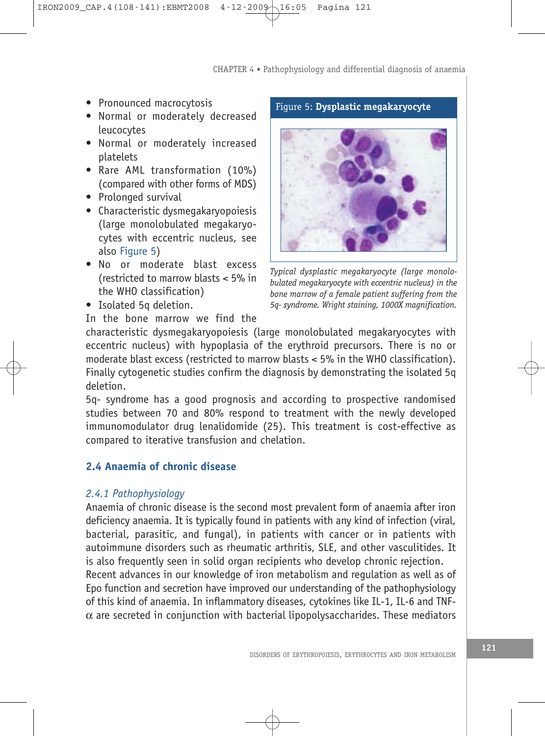- Pronounced macrocytosis
- Normal or moderately decreased leucocytes
- Normal or moderately increased platelets
- Rare AML transformation (10%) (compared with other forms of MDS)
- Prolonged survival
- Characteristic dysmegakaryopoiesis (large monolobulated megakaryocytes with eccentric nucleus, see also Figure 5)
- No or moderate blast excess (restricted to marrow blasts < 5% in the WHO classification)
- Isolated 5q deletion.

Figure 5: **Dysplastic megakaryocyte**

*Typical dysplastic megakaryocyte (large monolobulated megakaryocyte with eccentric nucleus) in the bone marrow of a female patient suffering from the 5q- syndrome. Wright staining, 1000X magnification.*

In the bone marrow we find the characteristic dysmegakaryopoiesis (large monolobulated megakaryocytes with eccentric nucleus) with hypoplasia of the erythroid precursors. There is no or moderate blast excess (restricted to marrow blasts < 5% in the WHO classification). Finally cytogenetic studies confirm the diagnosis by demonstrating the isolated 5q deletion.

5q- syndrome has a good prognosis and according to prospective randomised studies between 70 and 80% respond to treatment with the newly developed immunomodulator drug lenalidomide (25). This treatment is cost-effective as compared to iterative transfusion and chelation.

## 2.4 Anaemia of chronic disease

### *2.4.1 Pathophysiology*

Anaemia of chronic disease is the second most prevalent form of anaemia after iron deficiency anaemia. It is typically found in patients with any kind of infection (viral, bacterial, parasitic, and fungal), in patients with cancer or in patients with autoimmune disorders such as rheumatic arthritis, SLE, and other vasculitides. It is also frequently seen in solid organ recipients who develop chronic rejection.

Recent advances in our knowledge of iron metabolism and regulation as well as of Epo function and secretion have improved our understanding of the pathophysiology of this kind of anaemia. In inflammatory diseases, cytokines like IL-1, IL-6 and TNF-$\alpha$ are secreted in conjunction with bacterial lipopolysaccharides. These mediators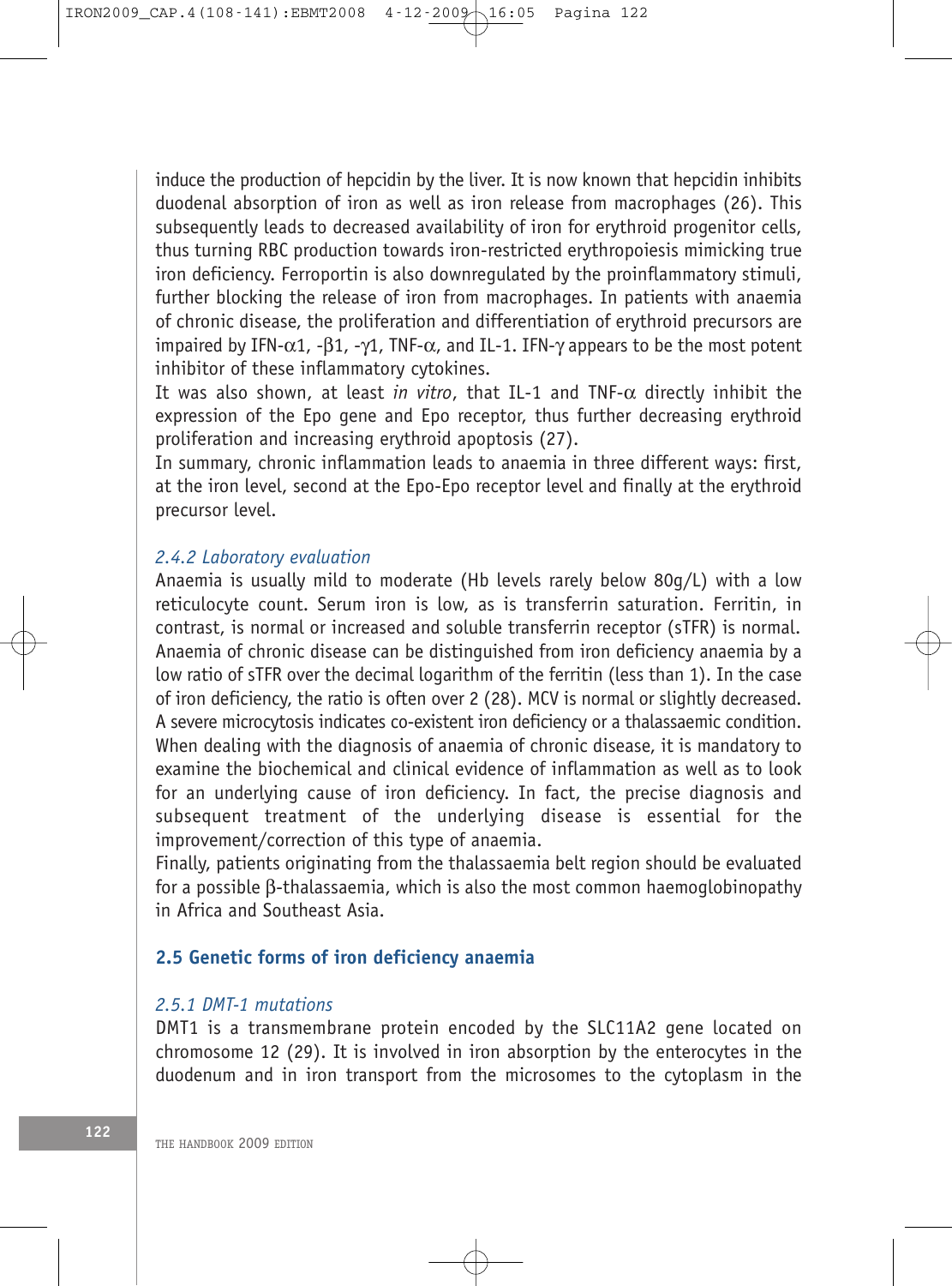induce the production of hepcidin by the liver. It is now known that hepcidin inhibits duodenal absorption of iron as well as iron release from macrophages (26). This subsequently leads to decreased availability of iron for erythroid progenitor cells, thus turning RBC production towards iron-restricted erythropoiesis mimicking true iron deficiency. Ferroportin is also downregulated by the proinflammatory stimuli, further blocking the release of iron from macrophages. In patients with anaemia of chronic disease, the proliferation and differentiation of erythroid precursors are impaired by IFN-$\alpha$1, -$\beta$1, -$\gamma$1, TNF-$\alpha$, and IL-1. IFN-$\gamma$ appears to be the most potent inhibitor of these inflammatory cytokines.

It was also shown, at least *in vitro*, that IL-1 and TNF-$\alpha$ directly inhibit the expression of the Epo gene and Epo receptor, thus further decreasing erythroid proliferation and increasing erythroid apoptosis (27).

In summary, chronic inflammation leads to anaemia in three different ways: first, at the iron level, second at the Epo-Epo receptor level and finally at the erythroid precursor level.

### *2.4.2 Laboratory evaluation*

Anaemia is usually mild to moderate (Hb levels rarely below 80g/L) with a low reticulocyte count. Serum iron is low, as is transferrin saturation. Ferritin, in contrast, is normal or increased and soluble transferrin receptor (sTFR) is normal. Anaemia of chronic disease can be distinguished from iron deficiency anaemia by a low ratio of sTFR over the decimal logarithm of the ferritin (less than 1). In the case of iron deficiency, the ratio is often over 2 (28). MCV is normal or slightly decreased. A severe microcytosis indicates co-existent iron deficiency or a thalassaemic condition. When dealing with the diagnosis of anaemia of chronic disease, it is mandatory to examine the biochemical and clinical evidence of inflammation as well as to look for an underlying cause of iron deficiency. In fact, the precise diagnosis and subsequent treatment of the underlying disease is essential for the improvement/correction of this type of anaemia.

Finally, patients originating from the thalassaemia belt region should be evaluated for a possible $\beta$-thalassaemia, which is also the most common haemoglobinopathy in Africa and Southeast Asia.

## 2.5 Genetic forms of iron deficiency anaemia

### *2.5.1 DMT-1 mutations*

DMT1 is a transmembrane protein encoded by the SLC11A2 gene located on chromosome 12 (29). It is involved in iron absorption by the enterocytes in the duodenum and in iron transport from the microsomes to the cytoplasm in the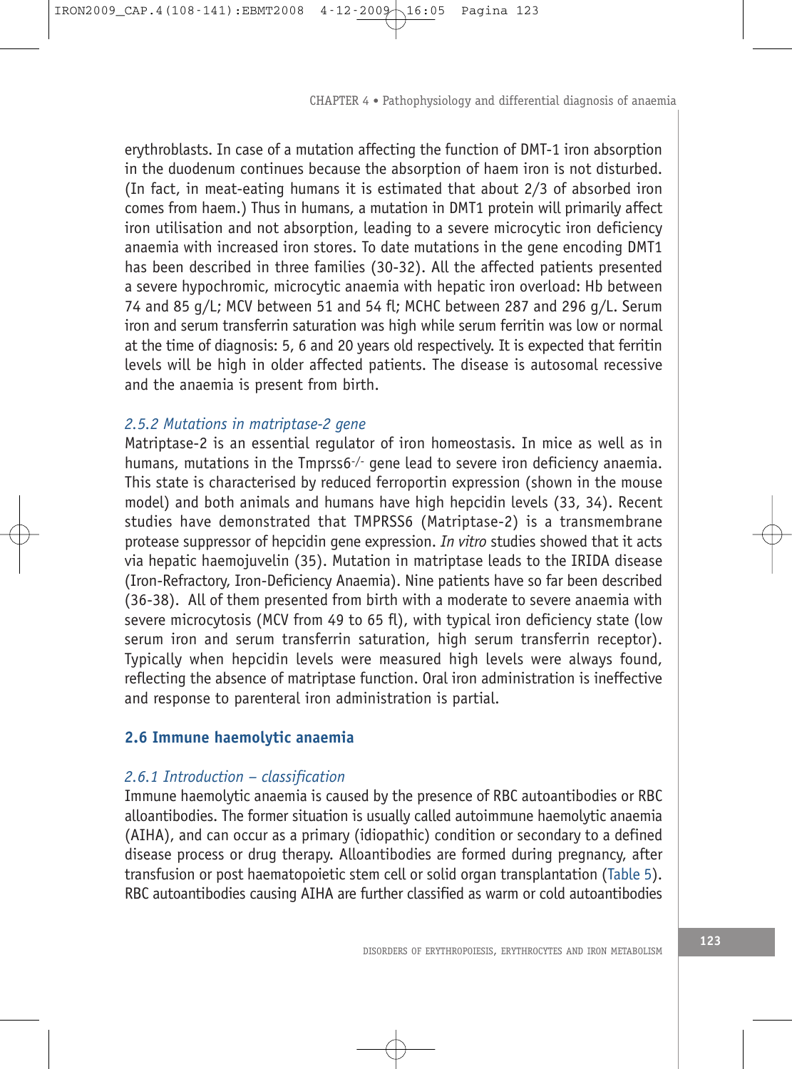erythroblasts. In case of a mutation affecting the function of DMT-1 iron absorption in the duodenum continues because the absorption of haem iron is not disturbed. (In fact, in meat-eating humans it is estimated that about 2/3 of absorbed iron comes from haem.) Thus in humans, a mutation in DMT1 protein will primarily affect iron utilisation and not absorption, leading to a severe microcytic iron deficiency anaemia with increased iron stores. To date mutations in the gene encoding DMT1 has been described in three families (30-32). All the affected patients presented a severe hypochromic, microcytic anaemia with hepatic iron overload: Hb between 74 and 85 g/L; MCV between 51 and 54 fl; MCHC between 287 and 296 g/L. Serum iron and serum transferrin saturation was high while serum ferritin was low or normal at the time of diagnosis: 5, 6 and 20 years old respectively. It is expected that ferritin levels will be high in older affected patients. The disease is autosomal recessive and the anaemia is present from birth.

### *2.5.2 Mutations in matriptase-2 gene*

Matriptase-2 is an essential regulator of iron homeostasis. In mice as well as in humans, mutations in the Tmprss6$^{-/-}$ gene lead to severe iron deficiency anaemia. This state is characterised by reduced ferroportin expression (shown in the mouse model) and both animals and humans have high hepcidin levels (33, 34). Recent studies have demonstrated that TMPRSS6 (Matriptase-2) is a transmembrane protease suppressor of hepcidin gene expression. *In vitro* studies showed that it acts via hepatic haemojuvelin (35). Mutation in matriptase leads to the IRIDA disease (Iron-Refractory, Iron-Deficiency Anaemia). Nine patients have so far been described (36-38). All of them presented from birth with a moderate to severe anaemia with severe microcytosis (MCV from 49 to 65 fl), with typical iron deficiency state (low serum iron and serum transferrin saturation, high serum transferrin receptor). Typically when hepcidin levels were measured high levels were always found, reflecting the absence of matriptase function. Oral iron administration is ineffective and response to parenteral iron administration is partial.

## 2.6 Immune haemolytic anaemia

### *2.6.1 Introduction – classification*

Immune haemolytic anaemia is caused by the presence of RBC autoantibodies or RBC alloantibodies. The former situation is usually called autoimmune haemolytic anaemia (AIHA), and can occur as a primary (idiopathic) condition or secondary to a defined disease process or drug therapy. Alloantibodies are formed during pregnancy, after transfusion or post haematopoietic stem cell or solid organ transplantation (Table 5). RBC autoantibodies causing AIHA are further classified as warm or cold autoantibodies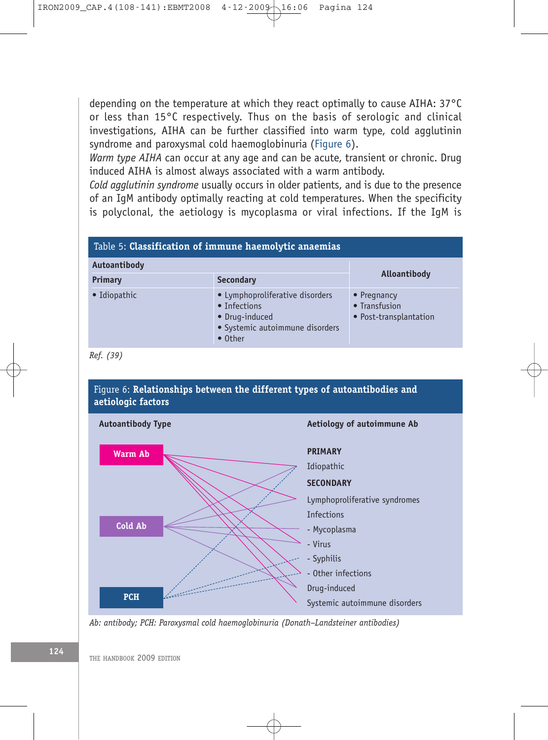depending on the temperature at which they react optimally to cause AIHA: 37°C or less than 15°C respectively. Thus on the basis of serologic and clinical investigations, AIHA can be further classified into warm type, cold agglutinin syndrome and paroxysmal cold haemoglobinuria (Figure 6).

*Warm type AIHA* can occur at any age and can be acute, transient or chronic. Drug induced AIHA is almost always associated with a warm antibody.

*Cold agglutinin syndrome* usually occurs in older patients, and is due to the presence of an IgM antibody optimally reacting at cold temperatures. When the specificity is polyclonal, the aetiology is mycoplasma or viral infections. If the IgM is

Table 5: **Classification of immune haemolytic anaemias**

| Autoantibody | | Alloantibody |
|---|---|---|
| **Primary** | **Secondary** | |
| • Idiopathic | • Lymphoproliferative disorders<br>• Infections<br>• Drug-induced<br>• Systemic autoimmune disorders<br>• Other | • Pregnancy<br>• Transfusion<br>• Post-transplantation |

*Ref. (39)*

Figure 6: **Relationships between the different types of autoantibodies and aetiologic factors**

**Autoantibody Type**: Warm Ab; Cold Ab; PCH

**Aetiology of autoimmune Ab**:

**PRIMARY**
Idiopathic

**SECONDARY**
Lymphoproliferative syndromes
Infections
- Mycoplasma
- Virus
- Syphilis
- Other infections
Drug-induced
Systemic autoimmune disorders

*Ab: antibody; PCH: Paroxysmal cold haemoglobinuria (Donath–Landsteiner antibodies)*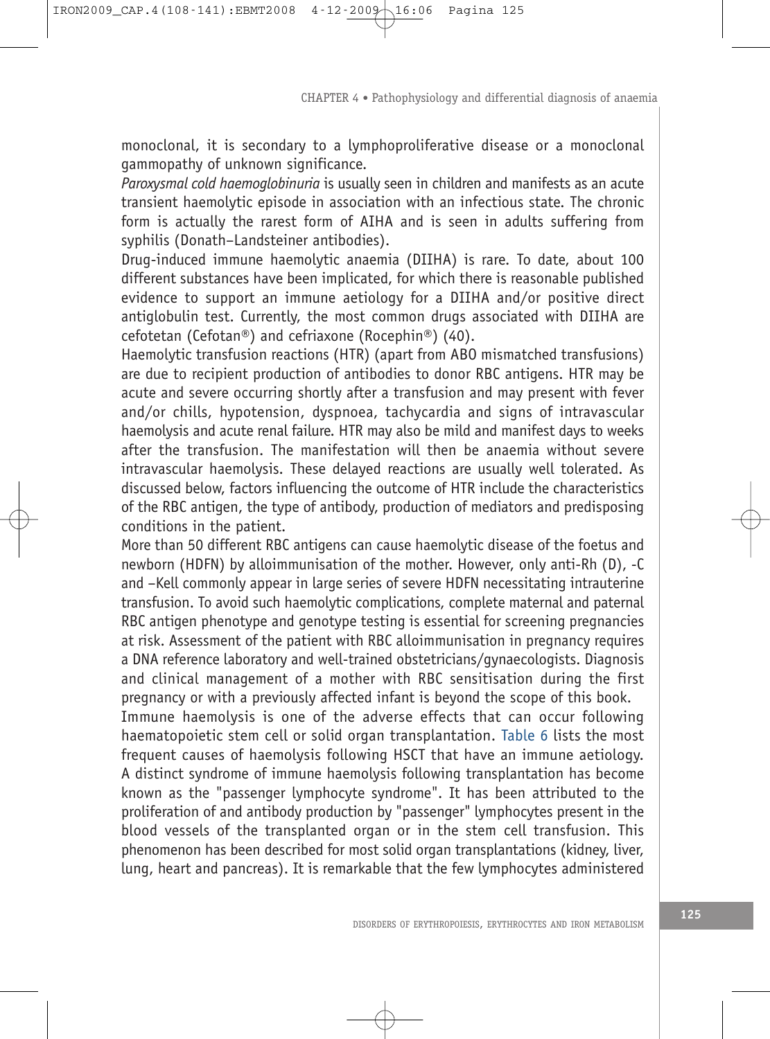monoclonal, it is secondary to a lymphoproliferative disease or a monoclonal gammopathy of unknown significance.

*Paroxysmal cold haemoglobinuria* is usually seen in children and manifests as an acute transient haemolytic episode in association with an infectious state. The chronic form is actually the rarest form of AIHA and is seen in adults suffering from syphilis (Donath–Landsteiner antibodies).

Drug-induced immune haemolytic anaemia (DIIHA) is rare. To date, about 100 different substances have been implicated, for which there is reasonable published evidence to support an immune aetiology for a DIIHA and/or positive direct antiglobulin test. Currently, the most common drugs associated with DIIHA are cefotetan (Cefotan®) and cefriaxone (Rocephin®) (40).

Haemolytic transfusion reactions (HTR) (apart from ABO mismatched transfusions) are due to recipient production of antibodies to donor RBC antigens. HTR may be acute and severe occurring shortly after a transfusion and may present with fever and/or chills, hypotension, dyspnoea, tachycardia and signs of intravascular haemolysis and acute renal failure. HTR may also be mild and manifest days to weeks after the transfusion. The manifestation will then be anaemia without severe intravascular haemolysis. These delayed reactions are usually well tolerated. As discussed below, factors influencing the outcome of HTR include the characteristics of the RBC antigen, the type of antibody, production of mediators and predisposing conditions in the patient.

More than 50 different RBC antigens can cause haemolytic disease of the foetus and newborn (HDFN) by alloimmunisation of the mother. However, only anti-Rh (D), -C and –Kell commonly appear in large series of severe HDFN necessitating intrauterine transfusion. To avoid such haemolytic complications, complete maternal and paternal RBC antigen phenotype and genotype testing is essential for screening pregnancies at risk. Assessment of the patient with RBC alloimmunisation in pregnancy requires a DNA reference laboratory and well-trained obstetricians/gynaecologists. Diagnosis and clinical management of a mother with RBC sensitisation during the first pregnancy or with a previously affected infant is beyond the scope of this book.

Immune haemolysis is one of the adverse effects that can occur following haematopoietic stem cell or solid organ transplantation. Table 6 lists the most frequent causes of haemolysis following HSCT that have an immune aetiology. A distinct syndrome of immune haemolysis following transplantation has become known as the "passenger lymphocyte syndrome". It has been attributed to the proliferation of and antibody production by "passenger" lymphocytes present in the blood vessels of the transplanted organ or in the stem cell transfusion. This phenomenon has been described for most solid organ transplantations (kidney, liver, lung, heart and pancreas). It is remarkable that the few lymphocytes administered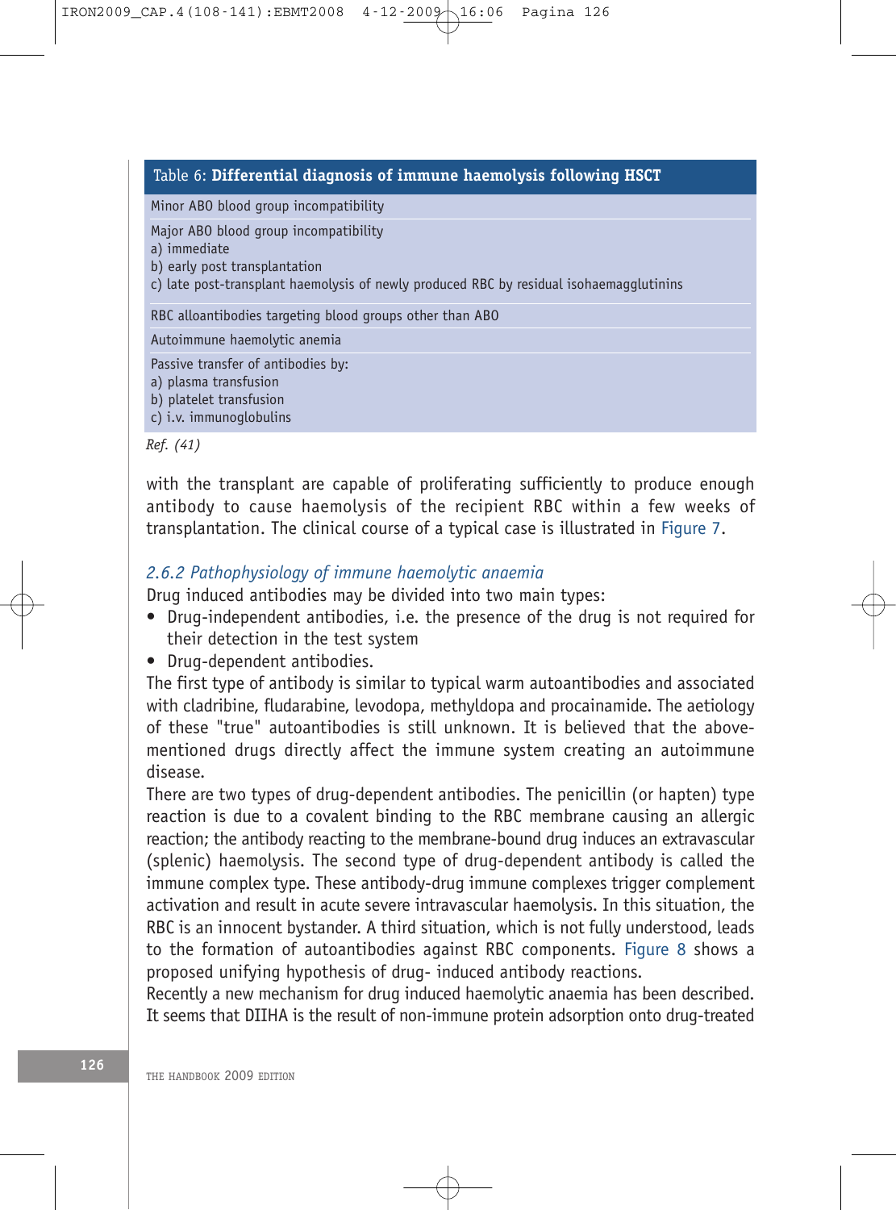| Table 6: **Differential diagnosis of immune haemolysis following HSCT** |
|---|
| Minor ABO blood group incompatibility |
| Major ABO blood group incompatibility<br>a) immediate<br>b) early post transplantation<br>c) late post-transplant haemolysis of newly produced RBC by residual isohaemagglutinins |
| RBC alloantibodies targeting blood groups other than ABO |
| Autoimmune haemolytic anemia |
| Passive transfer of antibodies by:<br>a) plasma transfusion<br>b) platelet transfusion<br>c) i.v. immunoglobulins |

*Ref. (41)*

with the transplant are capable of proliferating sufficiently to produce enough antibody to cause haemolysis of the recipient RBC within a few weeks of transplantation. The clinical course of a typical case is illustrated in Figure 7.

### *2.6.2 Pathophysiology of immune haemolytic anaemia*

Drug induced antibodies may be divided into two main types:

- Drug-independent antibodies, i.e. the presence of the drug is not required for their detection in the test system
- Drug-dependent antibodies.

The first type of antibody is similar to typical warm autoantibodies and associated with cladribine, fludarabine, levodopa, methyldopa and procainamide. The aetiology of these "true" autoantibodies is still unknown. It is believed that the above-mentioned drugs directly affect the immune system creating an autoimmune disease.

There are two types of drug-dependent antibodies. The penicillin (or hapten) type reaction is due to a covalent binding to the RBC membrane causing an allergic reaction; the antibody reacting to the membrane-bound drug induces an extravascular (splenic) haemolysis. The second type of drug-dependent antibody is called the immune complex type. These antibody-drug immune complexes trigger complement activation and result in acute severe intravascular haemolysis. In this situation, the RBC is an innocent bystander. A third situation, which is not fully understood, leads to the formation of autoantibodies against RBC components. Figure 8 shows a proposed unifying hypothesis of drug- induced antibody reactions.

Recently a new mechanism for drug induced haemolytic anaemia has been described. It seems that DIIHA is the result of non-immune protein adsorption onto drug-treated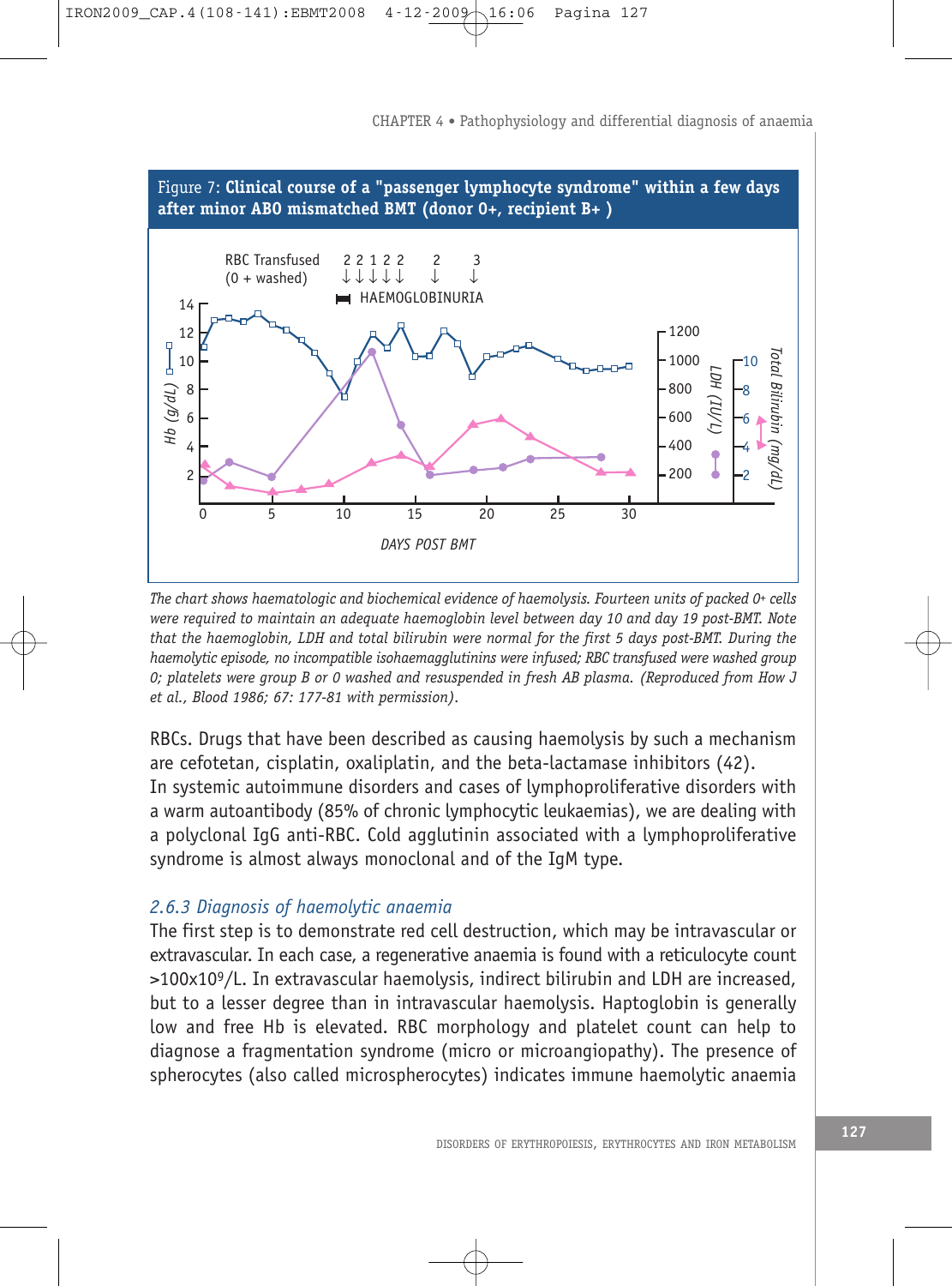**Figure 7: Clinical course of a "passenger lymphocyte syndrome" within a few days after minor ABO mismatched BMT (donor 0+, recipient B+ )**

*The chart shows haematologic and biochemical evidence of haemolysis. Fourteen units of packed 0+ cells were required to maintain an adequate haemoglobin level between day 10 and day 19 post-BMT. Note that the haemoglobin, LDH and total bilirubin were normal for the first 5 days post-BMT. During the haemolytic episode, no incompatible isohaemagglutinins were infused; RBC transfused were washed group 0; platelets were group B or 0 washed and resuspended in fresh AB plasma. (Reproduced from How J et al., Blood 1986; 67: 177-81 with permission).*

RBCs. Drugs that have been described as causing haemolysis by such a mechanism are cefotetan, cisplatin, oxaliplatin, and the beta-lactamase inhibitors (42).

In systemic autoimmune disorders and cases of lymphoproliferative disorders with a warm autoantibody (85% of chronic lymphocytic leukaemias), we are dealing with a polyclonal IgG anti-RBC. Cold agglutinin associated with a lymphoproliferative syndrome is almost always monoclonal and of the IgM type.

### *2.6.3 Diagnosis of haemolytic anaemia*

The first step is to demonstrate red cell destruction, which may be intravascular or extravascular. In each case, a regenerative anaemia is found with a reticulocyte count $>100x10^9/L$. In extravascular haemolysis, indirect bilirubin and LDH are increased, but to a lesser degree than in intravascular haemolysis. Haptoglobin is generally low and free Hb is elevated. RBC morphology and platelet count can help to diagnose a fragmentation syndrome (micro or microangiopathy). The presence of spherocytes (also called microspherocytes) indicates immune haemolytic anaemia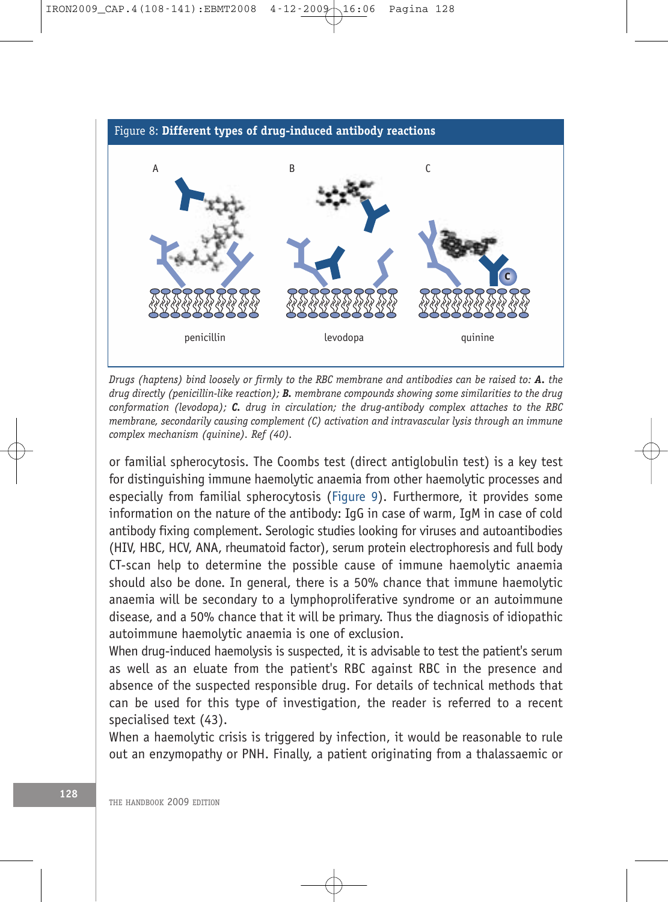Figure 8: **Different types of drug-induced antibody reactions**

A penicillin · B levodopa · C quinine

*Drugs (haptens) bind loosely or firmly to the RBC membrane and antibodies can be raised to:* ***A.*** *the drug directly (penicillin-like reaction);* ***B.*** *membrane compounds showing some similarities to the drug conformation (levodopa);* ***C.*** *drug in circulation; the drug-antibody complex attaches to the RBC membrane, secondarily causing complement (C) activation and intravascular lysis through an immune complex mechanism (quinine). Ref (40).*

or familial spherocytosis. The Coombs test (direct antiglobulin test) is a key test for distinguishing immune haemolytic anaemia from other haemolytic processes and especially from familial spherocytosis (Figure 9). Furthermore, it provides some information on the nature of the antibody: IgG in case of warm, IgM in case of cold antibody fixing complement. Serologic studies looking for viruses and autoantibodies (HIV, HBC, HCV, ANA, rheumatoid factor), serum protein electrophoresis and full body CT-scan help to determine the possible cause of immune haemolytic anaemia should also be done. In general, there is a 50% chance that immune haemolytic anaemia will be secondary to a lymphoproliferative syndrome or an autoimmune disease, and a 50% chance that it will be primary. Thus the diagnosis of idiopathic autoimmune haemolytic anaemia is one of exclusion.

When drug-induced haemolysis is suspected, it is advisable to test the patient's serum as well as an eluate from the patient's RBC against RBC in the presence and absence of the suspected responsible drug. For details of technical methods that can be used for this type of investigation, the reader is referred to a recent specialised text (43).

When a haemolytic crisis is triggered by infection, it would be reasonable to rule out an enzymopathy or PNH. Finally, a patient originating from a thalassaemic or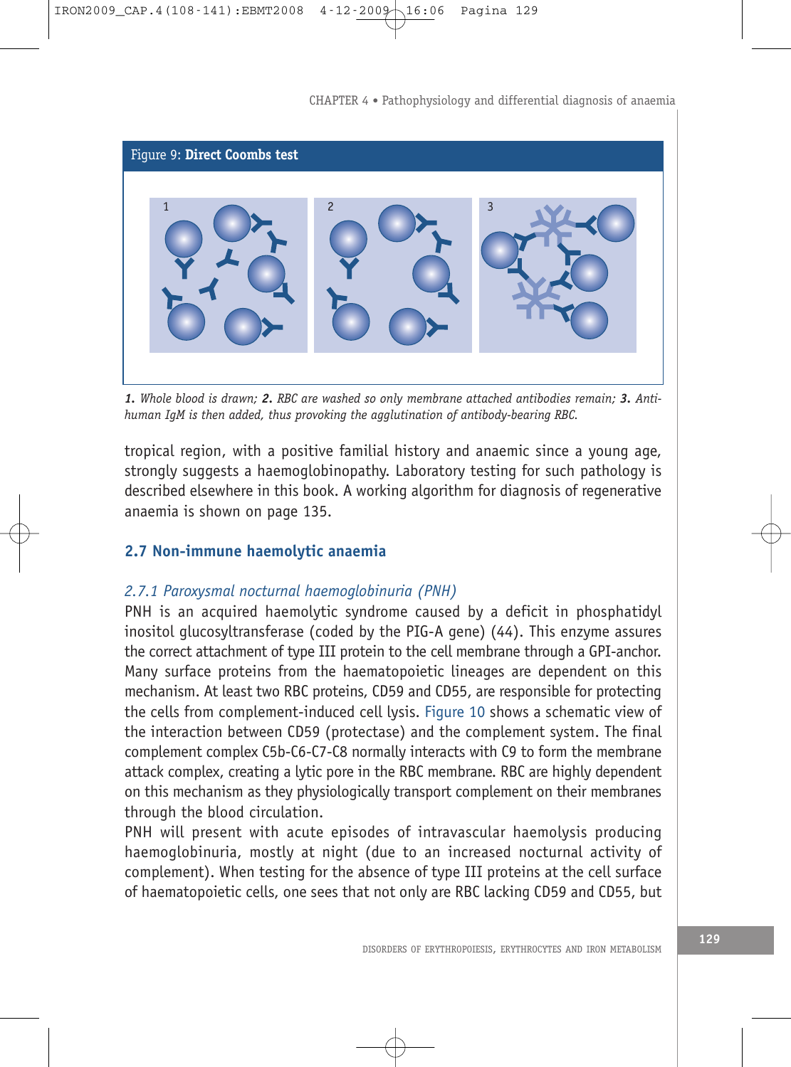Figure 9: **Direct Coombs test**

*__1.__ Whole blood is drawn; __2.__ RBC are washed so only membrane attached antibodies remain; __3.__ Anti-human IgM is then added, thus provoking the agglutination of antibody-bearing RBC.*

tropical region, with a positive familial history and anaemic since a young age, strongly suggests a haemoglobinopathy. Laboratory testing for such pathology is described elsewhere in this book. A working algorithm for diagnosis of regenerative anaemia is shown on page 135.

## 2.7 Non-immune haemolytic anaemia

### *2.7.1 Paroxysmal nocturnal haemoglobinuria (PNH)*

PNH is an acquired haemolytic syndrome caused by a deficit in phosphatidyl inositol glucosyltransferase (coded by the PIG-A gene) (44). This enzyme assures the correct attachment of type III protein to the cell membrane through a GPI-anchor. Many surface proteins from the haematopoietic lineages are dependent on this mechanism. At least two RBC proteins, CD59 and CD55, are responsible for protecting the cells from complement-induced cell lysis. Figure 10 shows a schematic view of the interaction between CD59 (protectase) and the complement system. The final complement complex C5b-C6-C7-C8 normally interacts with C9 to form the membrane attack complex, creating a lytic pore in the RBC membrane. RBC are highly dependent on this mechanism as they physiologically transport complement on their membranes through the blood circulation.

PNH will present with acute episodes of intravascular haemolysis producing haemoglobinuria, mostly at night (due to an increased nocturnal activity of complement). When testing for the absence of type III proteins at the cell surface of haematopoietic cells, one sees that not only are RBC lacking CD59 and CD55, but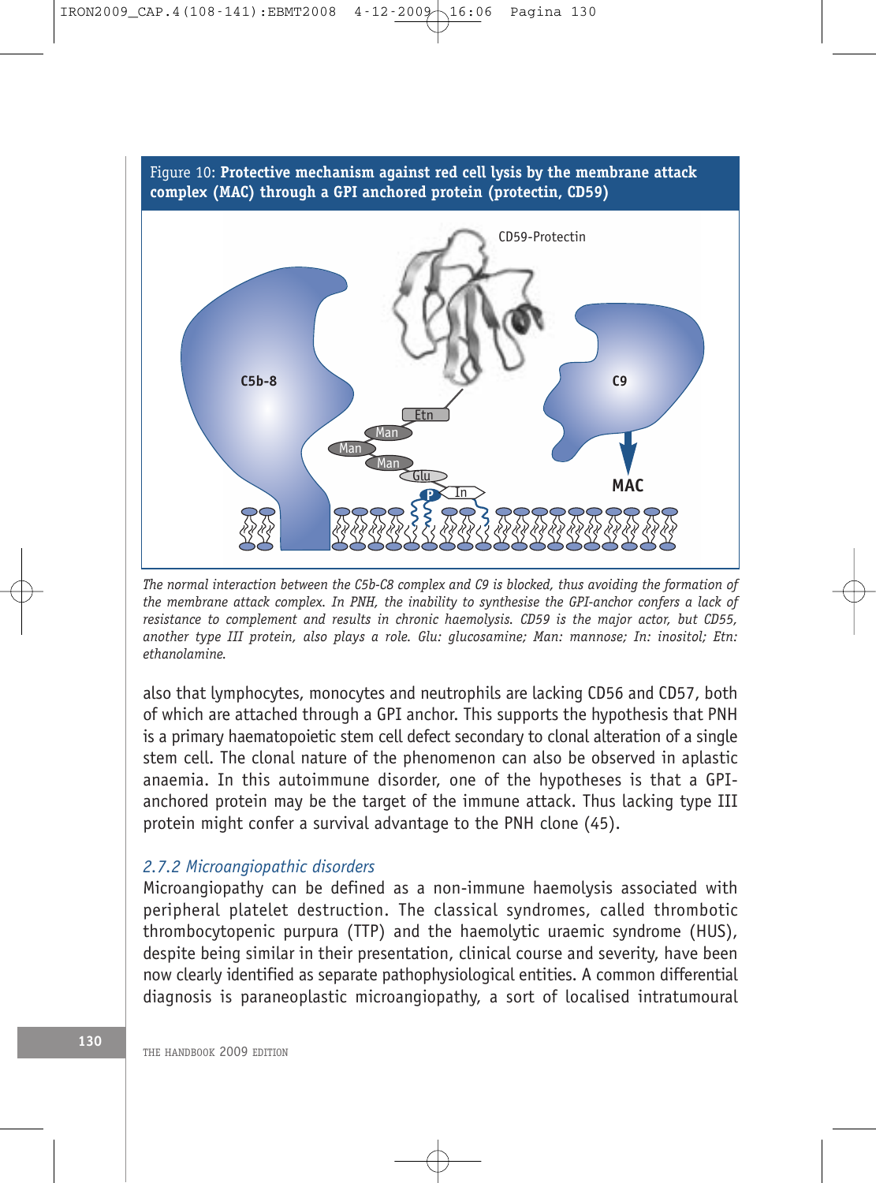Figure 10: **Protective mechanism against red cell lysis by the membrane attack complex (MAC) through a GPI anchored protein (protectin, CD59)**

*The normal interaction between the C5b-C8 complex and C9 is blocked, thus avoiding the formation of the membrane attack complex. In PNH, the inability to synthesise the GPI-anchor confers a lack of resistance to complement and results in chronic haemolysis. CD59 is the major actor, but CD55, another type III protein, also plays a role. Glu: glucosamine; Man: mannose; In: inositol; Etn: ethanolamine.*

also that lymphocytes, monocytes and neutrophils are lacking CD56 and CD57, both of which are attached through a GPI anchor. This supports the hypothesis that PNH is a primary haematopoietic stem cell defect secondary to clonal alteration of a single stem cell. The clonal nature of the phenomenon can also be observed in aplastic anaemia. In this autoimmune disorder, one of the hypotheses is that a GPI-anchored protein may be the target of the immune attack. Thus lacking type III protein might confer a survival advantage to the PNH clone (45).

### 2.7.2 Microangiopathic disorders

Microangiopathy can be defined as a non-immune haemolysis associated with peripheral platelet destruction. The classical syndromes, called thrombotic thrombocytopenic purpura (TTP) and the haemolytic uraemic syndrome (HUS), despite being similar in their presentation, clinical course and severity, have been now clearly identified as separate pathophysiological entities. A common differential diagnosis is paraneoplastic microangiopathy, a sort of localised intratumoural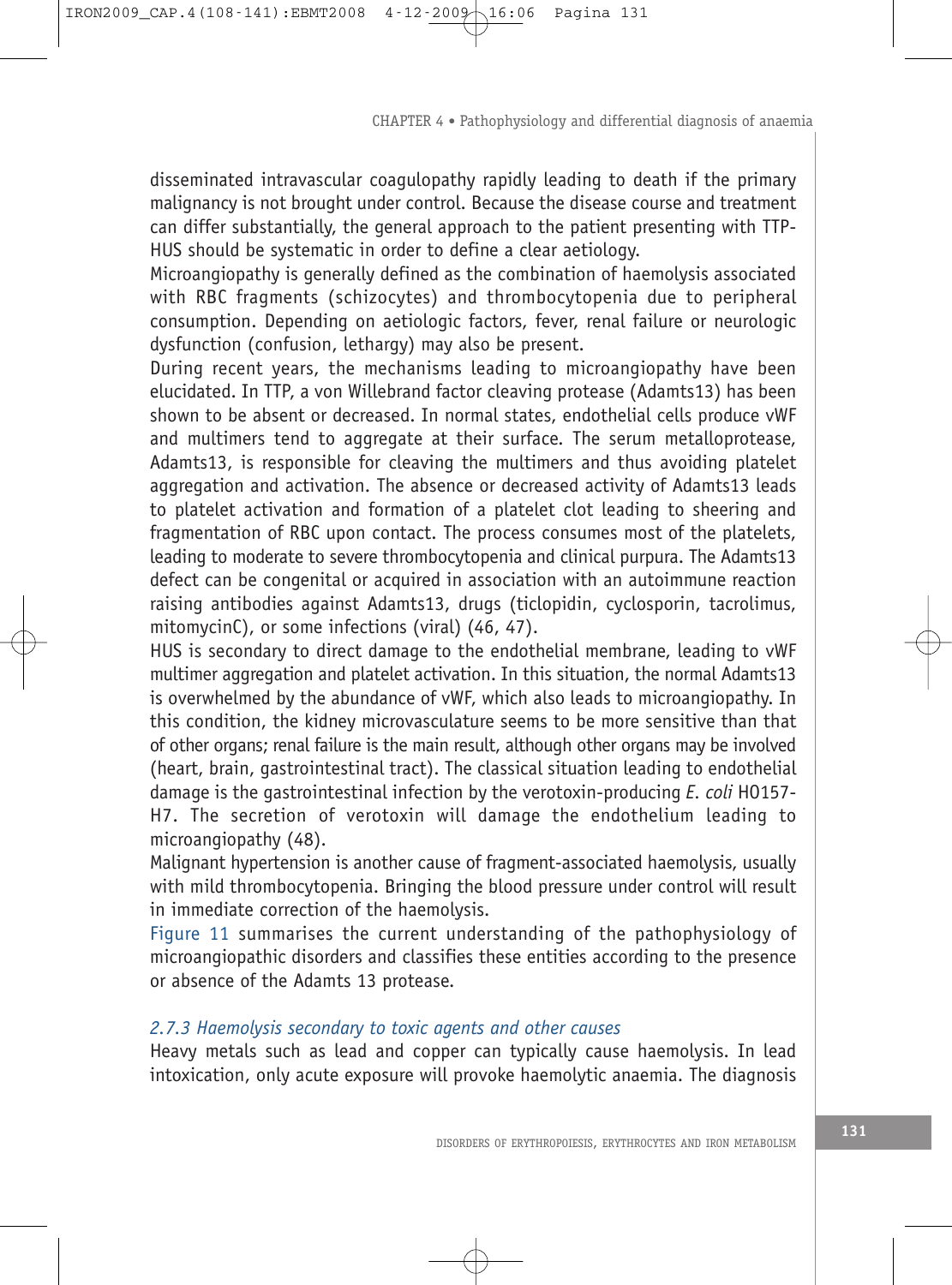disseminated intravascular coagulopathy rapidly leading to death if the primary malignancy is not brought under control. Because the disease course and treatment can differ substantially, the general approach to the patient presenting with TTP-HUS should be systematic in order to define a clear aetiology.

Microangiopathy is generally defined as the combination of haemolysis associated with RBC fragments (schizocytes) and thrombocytopenia due to peripheral consumption. Depending on aetiologic factors, fever, renal failure or neurologic dysfunction (confusion, lethargy) may also be present.

During recent years, the mechanisms leading to microangiopathy have been elucidated. In TTP, a von Willebrand factor cleaving protease (Adamts13) has been shown to be absent or decreased. In normal states, endothelial cells produce vWF and multimers tend to aggregate at their surface. The serum metalloprotease, Adamts13, is responsible for cleaving the multimers and thus avoiding platelet aggregation and activation. The absence or decreased activity of Adamts13 leads to platelet activation and formation of a platelet clot leading to sheering and fragmentation of RBC upon contact. The process consumes most of the platelets, leading to moderate to severe thrombocytopenia and clinical purpura. The Adamts13 defect can be congenital or acquired in association with an autoimmune reaction raising antibodies against Adamts13, drugs (ticlopidin, cyclosporin, tacrolimus, mitomycinC), or some infections (viral) (46, 47).

HUS is secondary to direct damage to the endothelial membrane, leading to vWF multimer aggregation and platelet activation. In this situation, the normal Adamts13 is overwhelmed by the abundance of vWF, which also leads to microangiopathy. In this condition, the kidney microvasculature seems to be more sensitive than that of other organs; renal failure is the main result, although other organs may be involved (heart, brain, gastrointestinal tract). The classical situation leading to endothelial damage is the gastrointestinal infection by the verotoxin-producing *E. coli* HO157-H7. The secretion of verotoxin will damage the endothelium leading to microangiopathy (48).

Malignant hypertension is another cause of fragment-associated haemolysis, usually with mild thrombocytopenia. Bringing the blood pressure under control will result in immediate correction of the haemolysis.

Figure 11 summarises the current understanding of the pathophysiology of microangiopathic disorders and classifies these entities according to the presence or absence of the Adamts 13 protease.

### *2.7.3 Haemolysis secondary to toxic agents and other causes*

Heavy metals such as lead and copper can typically cause haemolysis. In lead intoxication, only acute exposure will provoke haemolytic anaemia. The diagnosis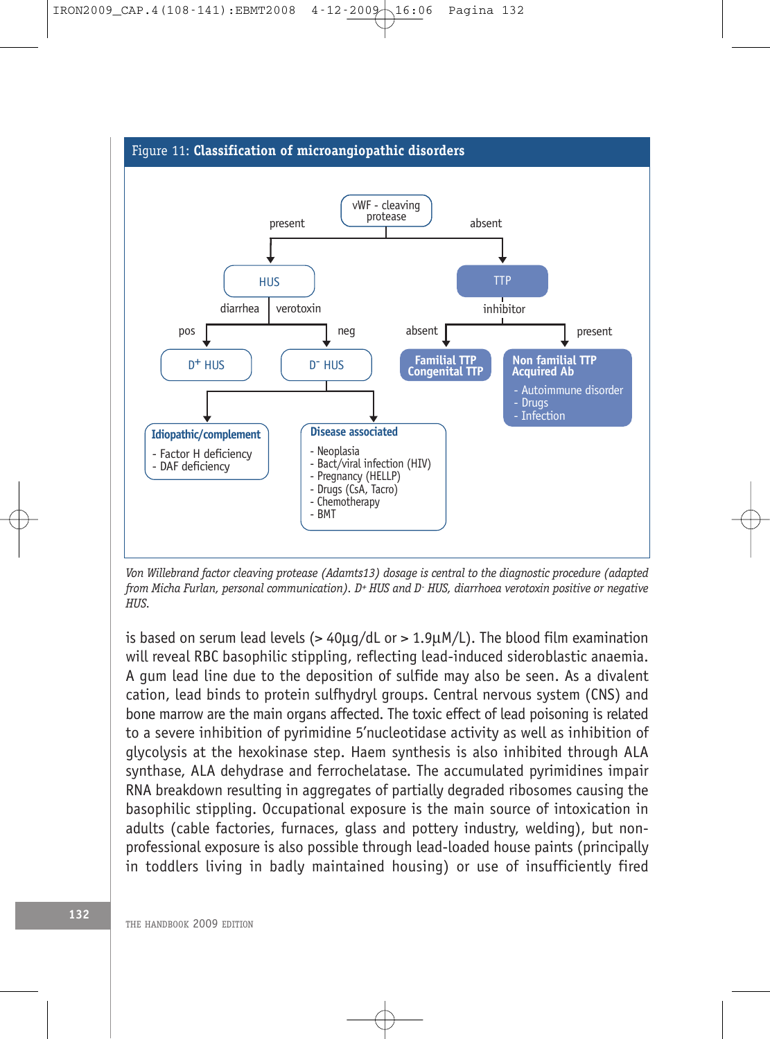**Figure 11: Classification of microangiopathic disorders**

- vWF - cleaving protease
  - present → **HUS**
    - diarrhea verotoxin
      - pos → $D^+$ HUS
      - neg → $D^-$ HUS
        - **Idiopathic/complement**
          - Factor H deficiency
          - DAF deficiency
        - **Disease associated**
          - Neoplasia
          - Bact/viral infection (HIV)
          - Pregnancy (HELLP)
          - Drugs (CsA, Tacro)
          - Chemotherapy
          - BMT
  - absent → **TTP**
    - inhibitor
      - absent → **Familial TTP Congenital TTP**
      - present → **Non familial TTP Acquired Ab**
        - Autoimmune disorder
        - Drugs
        - Infection

*Von Willebrand factor cleaving protease (Adamts13) dosage is central to the diagnostic procedure (adapted from Micha Furlan, personal communication). $D^+$ HUS and $D^-$ HUS, diarrhoea verotoxin positive or negative HUS.*

is based on serum lead levels (> 40µg/dL or > 1.9µM/L). The blood film examination will reveal RBC basophilic stippling, reflecting lead-induced sideroblastic anaemia. A gum lead line due to the deposition of sulfide may also be seen. As a divalent cation, lead binds to protein sulfhydryl groups. Central nervous system (CNS) and bone marrow are the main organs affected. The toxic effect of lead poisoning is related to a severe inhibition of pyrimidine 5'nucleotidase activity as well as inhibition of glycolysis at the hexokinase step. Haem synthesis is also inhibited through ALA synthase, ALA dehydrase and ferrochelatase. The accumulated pyrimidines impair RNA breakdown resulting in aggregates of partially degraded ribosomes causing the basophilic stippling. Occupational exposure is the main source of intoxication in adults (cable factories, furnaces, glass and pottery industry, welding), but non-professional exposure is also possible through lead-loaded house paints (principally in toddlers living in badly maintained housing) or use of insufficiently fired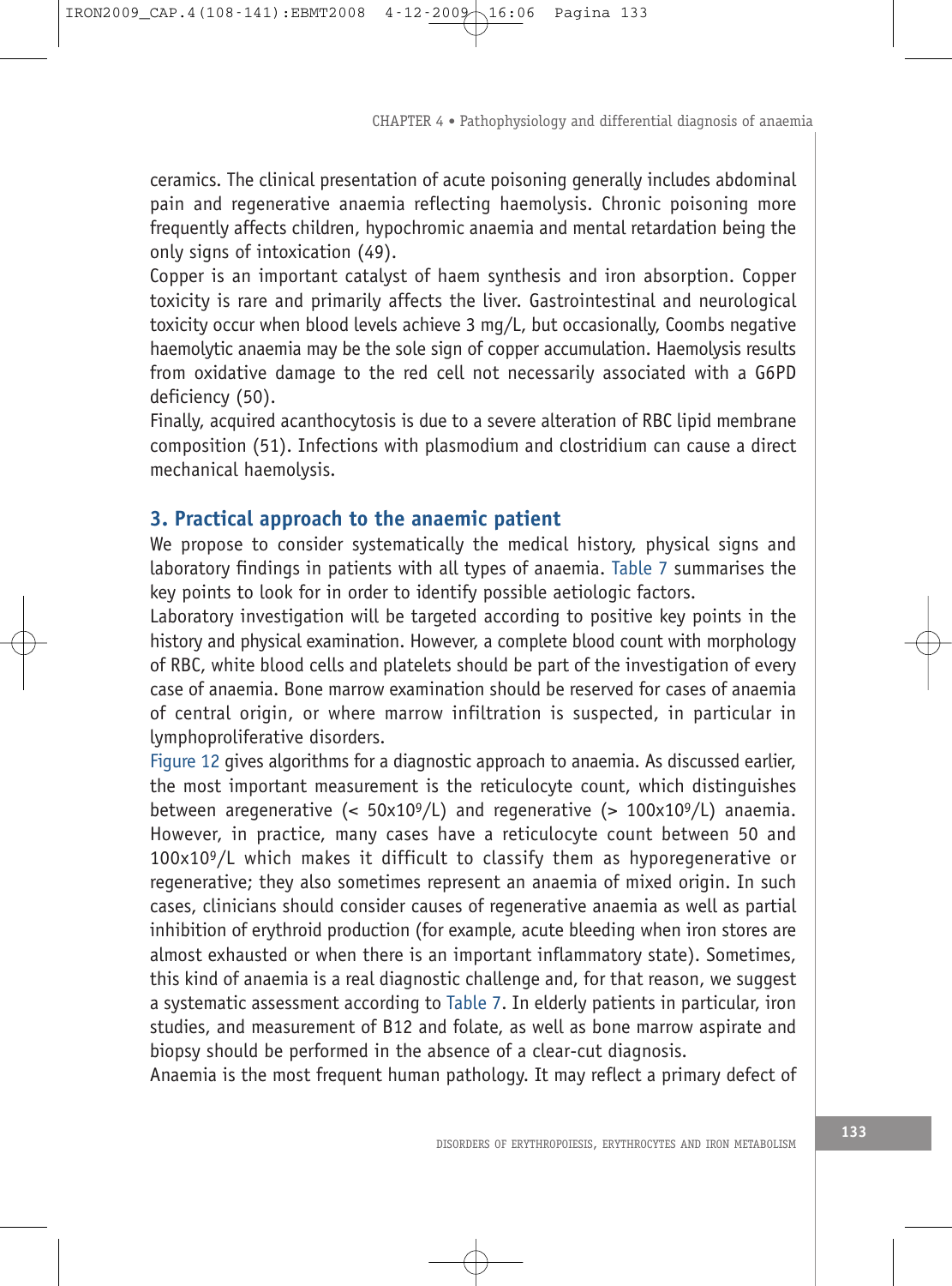ceramics. The clinical presentation of acute poisoning generally includes abdominal pain and regenerative anaemia reflecting haemolysis. Chronic poisoning more frequently affects children, hypochromic anaemia and mental retardation being the only signs of intoxication (49).

Copper is an important catalyst of haem synthesis and iron absorption. Copper toxicity is rare and primarily affects the liver. Gastrointestinal and neurological toxicity occur when blood levels achieve 3 mg/L, but occasionally, Coombs negative haemolytic anaemia may be the sole sign of copper accumulation. Haemolysis results from oxidative damage to the red cell not necessarily associated with a G6PD deficiency (50).

Finally, acquired acanthocytosis is due to a severe alteration of RBC lipid membrane composition (51). Infections with plasmodium and clostridium can cause a direct mechanical haemolysis.

## 3. Practical approach to the anaemic patient

We propose to consider systematically the medical history, physical signs and laboratory findings in patients with all types of anaemia. Table 7 summarises the key points to look for in order to identify possible aetiologic factors.

Laboratory investigation will be targeted according to positive key points in the history and physical examination. However, a complete blood count with morphology of RBC, white blood cells and platelets should be part of the investigation of every case of anaemia. Bone marrow examination should be reserved for cases of anaemia of central origin, or where marrow infiltration is suspected, in particular in lymphoproliferative disorders.

Figure 12 gives algorithms for a diagnostic approach to anaemia. As discussed earlier, the most important measurement is the reticulocyte count, which distinguishes between aregenerative ($< 50 \times 10^9$/L) and regenerative ($> 100 \times 10^9$/L) anaemia. However, in practice, many cases have a reticulocyte count between 50 and $100 \times 10^9$/L which makes it difficult to classify them as hyporegenerative or regenerative; they also sometimes represent an anaemia of mixed origin. In such cases, clinicians should consider causes of regenerative anaemia as well as partial inhibition of erythroid production (for example, acute bleeding when iron stores are almost exhausted or when there is an important inflammatory state). Sometimes, this kind of anaemia is a real diagnostic challenge and, for that reason, we suggest a systematic assessment according to Table 7. In elderly patients in particular, iron studies, and measurement of B12 and folate, as well as bone marrow aspirate and biopsy should be performed in the absence of a clear-cut diagnosis.

Anaemia is the most frequent human pathology. It may reflect a primary defect of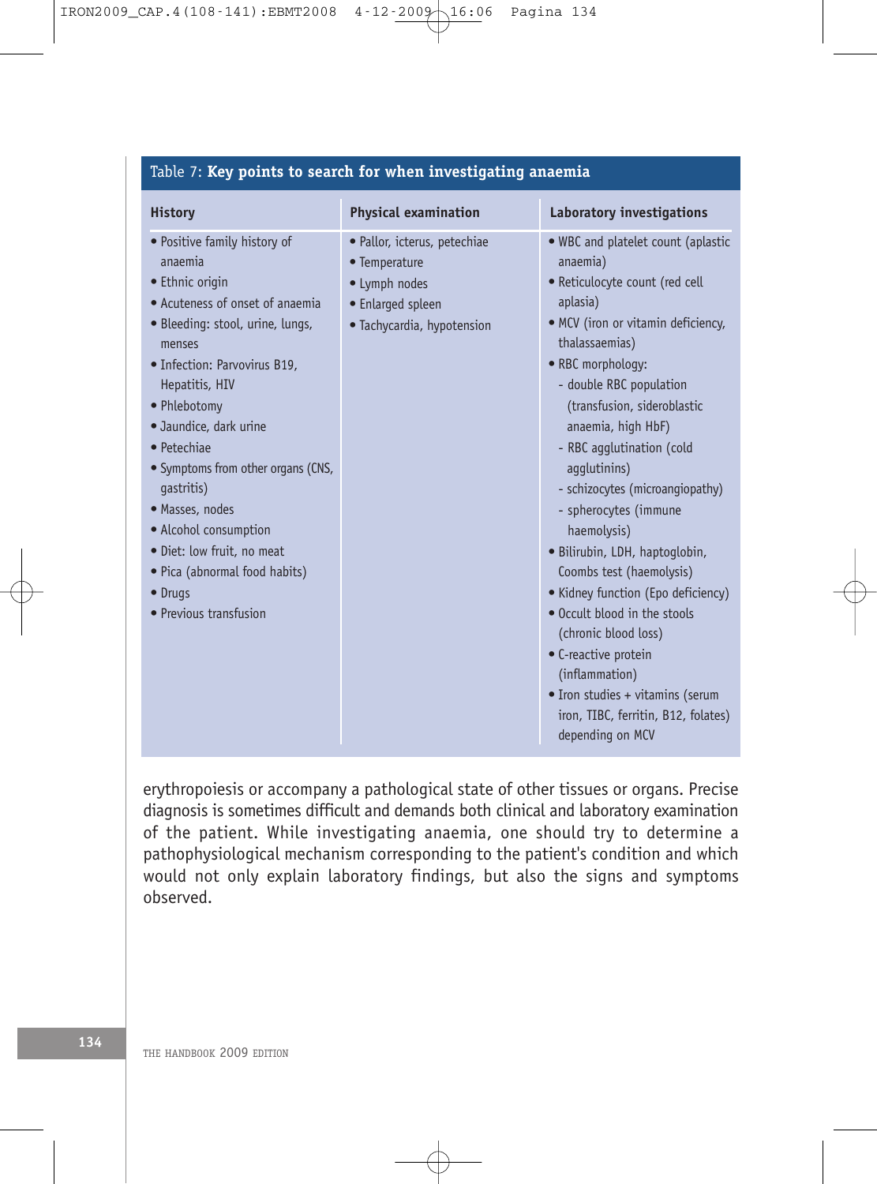Table 7: **Key points to search for when investigating anaemia**

| History | Physical examination | Laboratory investigations |
|---|---|---|
| • Positive family history of anaemia<br>• Ethnic origin<br>• Acuteness of onset of anaemia<br>• Bleeding: stool, urine, lungs, menses<br>• Infection: Parvovirus B19, Hepatitis, HIV<br>• Phlebotomy<br>• Jaundice, dark urine<br>• Petechiae<br>• Symptoms from other organs (CNS, gastritis)<br>• Masses, nodes<br>• Alcohol consumption<br>• Diet: low fruit, no meat<br>• Pica (abnormal food habits)<br>• Drugs<br>• Previous transfusion | • Pallor, icterus, petechiae<br>• Temperature<br>• Lymph nodes<br>• Enlarged spleen<br>• Tachycardia, hypotension | • WBC and platelet count (aplastic anaemia)<br>• Reticulocyte count (red cell aplasia)<br>• MCV (iron or vitamin deficiency, thalassaemias)<br>• RBC morphology:<br>- double RBC population (transfusion, sideroblastic anaemia, high HbF)<br>- RBC agglutination (cold agglutinins)<br>- schizocytes (microangiopathy)<br>- spherocytes (immune haemolysis)<br>• Bilirubin, LDH, haptoglobin, Coombs test (haemolysis)<br>• Kidney function (Epo deficiency)<br>• Occult blood in the stools (chronic blood loss)<br>• C-reactive protein (inflammation)<br>• Iron studies + vitamins (serum iron, TIBC, ferritin, B12, folates) depending on MCV |

erythropoiesis or accompany a pathological state of other tissues or organs. Precise diagnosis is sometimes difficult and demands both clinical and laboratory examination of the patient. While investigating anaemia, one should try to determine a pathophysiological mechanism corresponding to the patient's condition and which would not only explain laboratory findings, but also the signs and symptoms observed.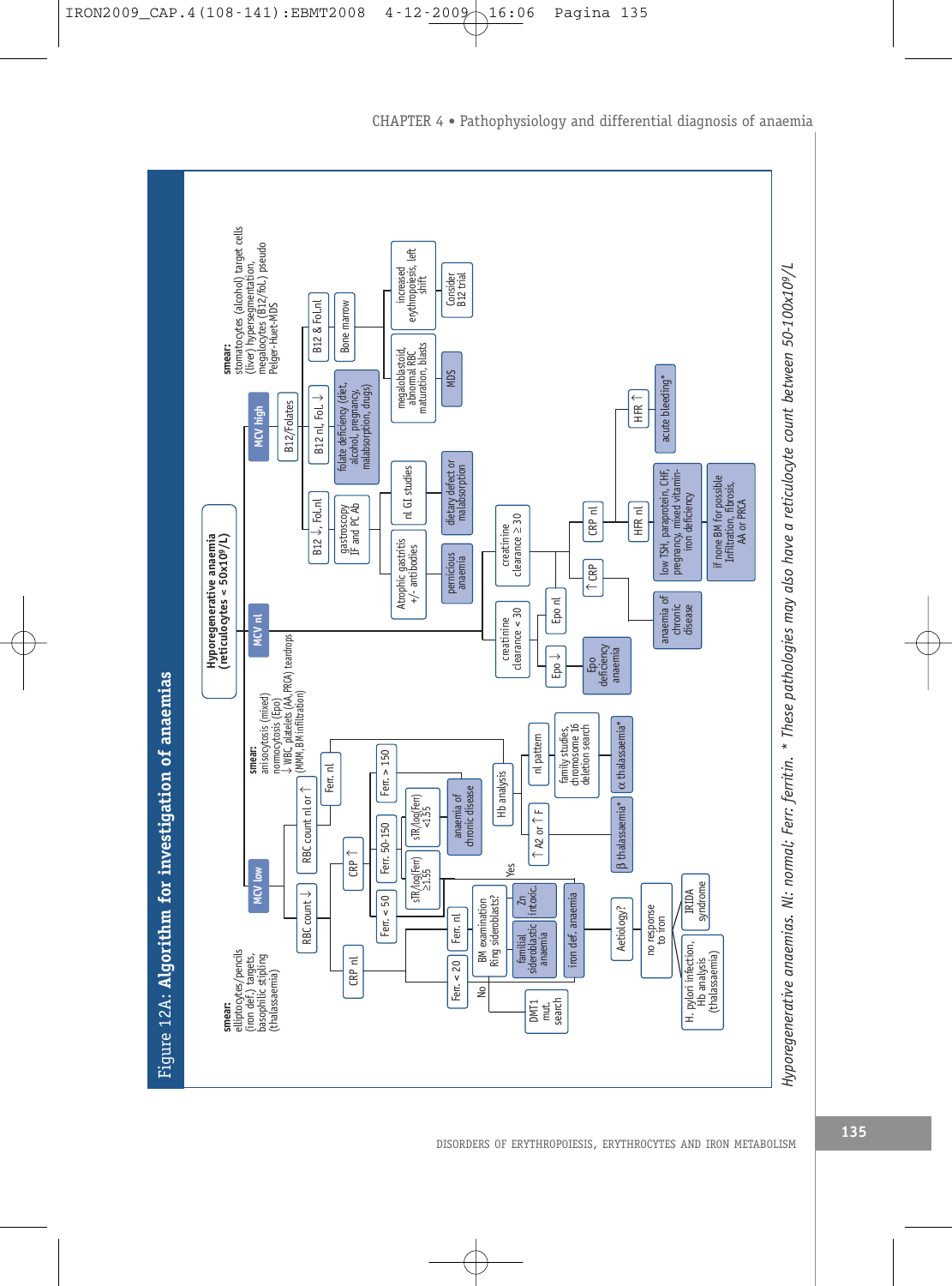# Figure 12A: Algorithm for investigation of anaemias

**Hyporegenerative anaemia (reticulocytes < 50x10⁹/L)**

**MCV low**

smear: elliptocytes/pencils (iron def.) targets, basophilic stipling (thalassaemia)

- RBC count ↓
  - CRP nl
    - Ferr. < 20
      - No → DMT1 mut. search
      - iron def. anaemia
        - Aetiology?
        - no response to iron
          - H. pylori infection, Hb analysis (thalassaemia)
          - IRIDA syndrome
    - Ferr. nl
      - BM examination Ring sideroblasts?
        - familial sideroblastic anaemia
        - Zn intoxic.
  - CRP ↑
    - Ferr. < 50
    - Ferr. 50-150
      - sTR/log(Ferr) ≥1.55
      - sTR/log(Ferr) <1.55 → anaemia of chronic disease
    - Ferr. > 150
- RBC count nl or ↑
  - Ferr. nl
    - Hb analysis
      - ↑ A2 or ↑ F → β thalassaemia*
      - nl pattern → family studies, chromosome 16 deletion search → α thalassaemia*

**MCV nl**

smear: anisocytosis (mixed) normocytosis (Epo) ↓ WBC, platelets (AA, PRCA) teardrops (MMM, BM infiltration)

- creatinine clearance < 30
  - Epo ↓ → Epo deficiency anaemia
  - Epo nl
- creatinine clearance ≥ 30
  - ↑ CRP → anaemia of chronic disease
  - CRP nl
    - HFR nl → low TSH, paraprotein, CHF, pregnancy, mixed vitamin-iron deficiency → if none BM for possible Infiltration, fibrosis, AA or PRCA
    - HFR ↑ → acute bleeding*

**MCV high**

smear: stomatocytes (alcohol) target cells (liver) hypersegmentation, megalocytes (B12/fol.) pseudo Pelger-Huet-MDS

- B12/Folates
  - B12 ↓, Fol.nl
    - gastroscopy IF and PC Ab
      - Atrophic gastritis +/- antibodies → pernicious anaemia
      - nl GI studies → dietary defect or malabsorption
  - B12 nl, Fol. ↓ → folate deficiency (diet, alcohol, pregnancy, malabsorption, drugs)
  - B12 & Fol.nl
    - Bone marrow
      - megaloblastoid, abnormal RBC maturation, blasts → MDS
      - increased erythropoiesis, left shift → Consider B12 trial

*Hyporegenerative anaemias. Nl: normal; Ferr: ferritin. * These pathologies may also have a reticulocyte count between 50-100x10⁹/L*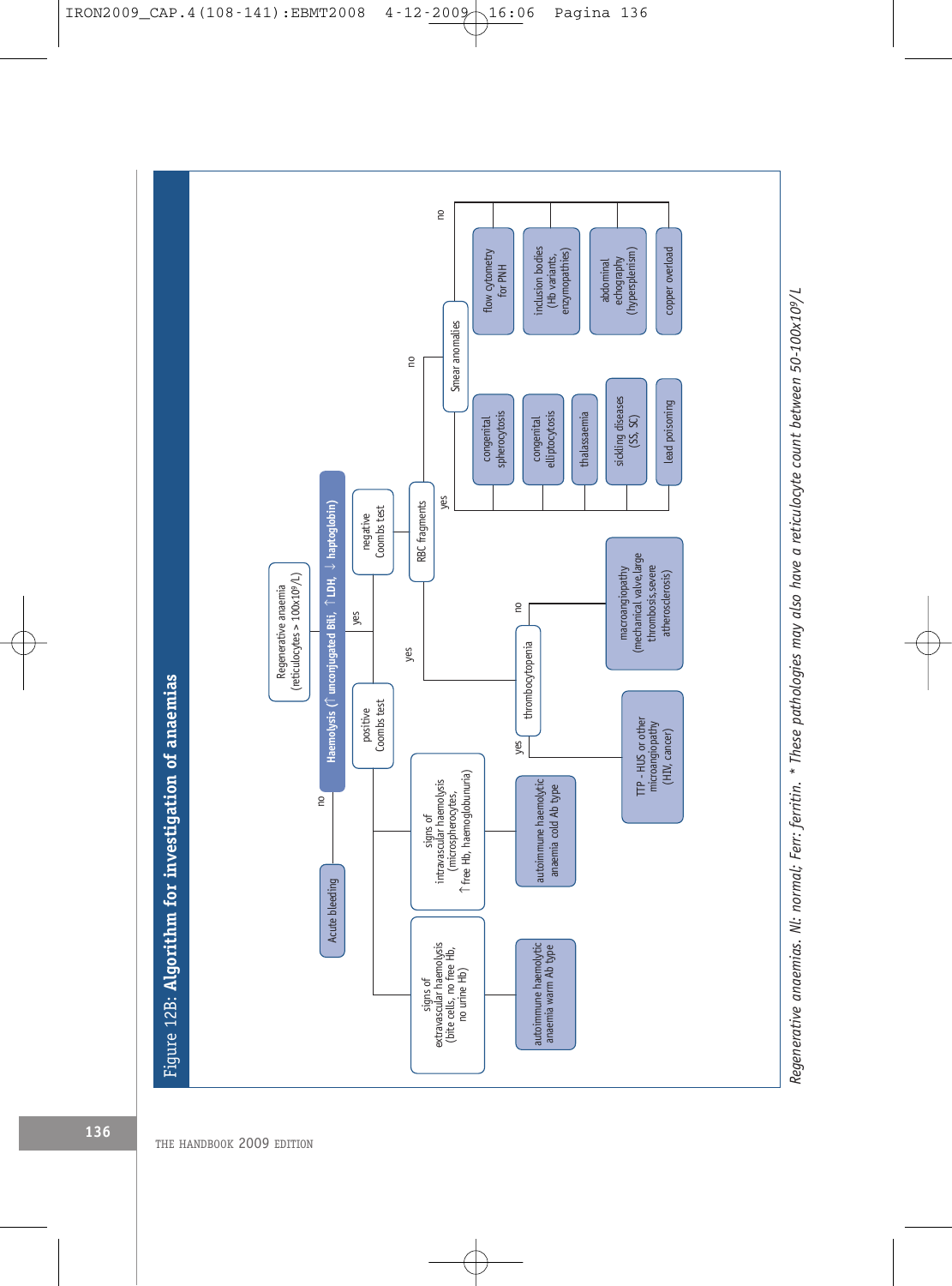# Figure 12B: **Algorithm for investigation of anaemias**

Regenerative anaemia (reticulocytes > $100 \times 10^9$/L)

- no → Acute bleeding
- yes → **Haemolysis (↑ unconjugated Bili, ↑ LDH, ↓ haptoglobin)**
  - positive Coombs test
    - signs of extravascular haemolysis (bite cells, no free Hb, no urine Hb) → autoimmune haemolytic anaemia warm Ab type
    - signs of intravascular haemolysis (microspherocytes, ↑ free Hb, haemoglobunuria) → autoimmune haemolytic anaemia cold Ab type
  - negative Coombs test → RBC fragments
    - yes → thrombocytopenia
      - yes → TTP - HUS or other microangiopathy (HIV, cancer)
      - no → macroangiopathy (mechanical valve, large thrombosis, severe atherosclerosis)
    - no → Smear anomalies
      - yes → congenital spherocytosis; congenital elliptocytosis; thalassaemia; sickling diseases (SS, SC); lead poisoning
      - no → flow cytometry for PNH; inclusion bodies (Hb variants, enzymopathies); abdominal echography (hypersplenism); copper overload

*Regenerative anaemias. Nl: normal; Ferr: ferritin. * These pathologies may also have a reticulocyte count between 50-100x10⁹/L*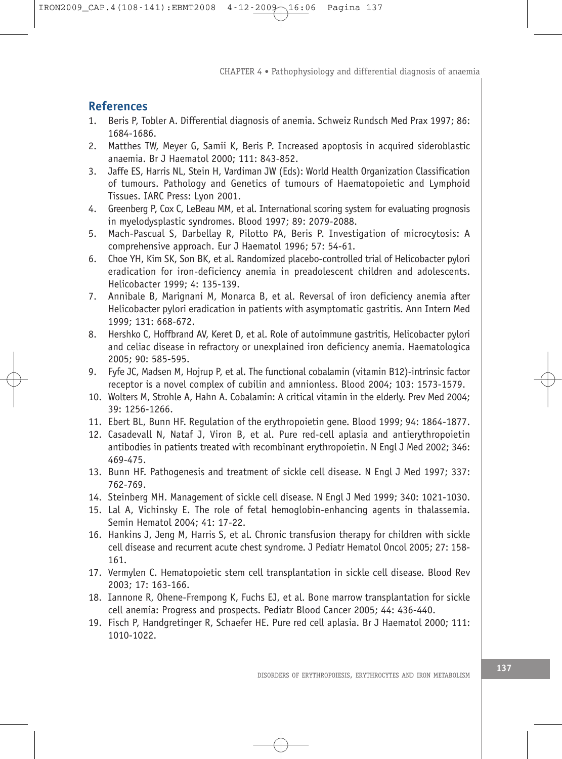## References

1. Beris P, Tobler A. Differential diagnosis of anemia. Schweiz Rundsch Med Prax 1997; 86: 1684-1686.
2. Matthes TW, Meyer G, Samii K, Beris P. Increased apoptosis in acquired sideroblastic anaemia. Br J Haematol 2000; 111: 843-852.
3. Jaffe ES, Harris NL, Stein H, Vardiman JW (Eds): World Health Organization Classification of tumours. Pathology and Genetics of tumours of Haematopoietic and Lymphoid Tissues. IARC Press: Lyon 2001.
4. Greenberg P, Cox C, LeBeau MM, et al. International scoring system for evaluating prognosis in myelodysplastic syndromes. Blood 1997; 89: 2079-2088.
5. Mach-Pascual S, Darbellay R, Pilotto PA, Beris P. Investigation of microcytosis: A comprehensive approach. Eur J Haematol 1996; 57: 54-61.
6. Choe YH, Kim SK, Son BK, et al. Randomized placebo-controlled trial of Helicobacter pylori eradication for iron-deficiency anemia in preadolescent children and adolescents. Helicobacter 1999; 4: 135-139.
7. Annibale B, Marignani M, Monarca B, et al. Reversal of iron deficiency anemia after Helicobacter pylori eradication in patients with asymptomatic gastritis. Ann Intern Med 1999; 131: 668-672.
8. Hershko C, Hoffbrand AV, Keret D, et al. Role of autoimmune gastritis, Helicobacter pylori and celiac disease in refractory or unexplained iron deficiency anemia. Haematologica 2005; 90: 585-595.
9. Fyfe JC, Madsen M, Hojrup P, et al. The functional cobalamin (vitamin B12)-intrinsic factor receptor is a novel complex of cubilin and amnionless. Blood 2004; 103: 1573-1579.
10. Wolters M, Strohle A, Hahn A. Cobalamin: A critical vitamin in the elderly. Prev Med 2004; 39: 1256-1266.
11. Ebert BL, Bunn HF. Regulation of the erythropoietin gene. Blood 1999; 94: 1864-1877.
12. Casadevall N, Nataf J, Viron B, et al. Pure red-cell aplasia and antierythropoietin antibodies in patients treated with recombinant erythropoietin. N Engl J Med 2002; 346: 469-475.
13. Bunn HF. Pathogenesis and treatment of sickle cell disease. N Engl J Med 1997; 337: 762-769.
14. Steinberg MH. Management of sickle cell disease. N Engl J Med 1999; 340: 1021-1030.
15. Lal A, Vichinsky E. The role of fetal hemoglobin-enhancing agents in thalassemia. Semin Hematol 2004; 41: 17-22.
16. Hankins J, Jeng M, Harris S, et al. Chronic transfusion therapy for children with sickle cell disease and recurrent acute chest syndrome. J Pediatr Hematol Oncol 2005; 27: 158-161.
17. Vermylen C. Hematopoietic stem cell transplantation in sickle cell disease. Blood Rev 2003; 17: 163-166.
18. Iannone R, Ohene-Frempong K, Fuchs EJ, et al. Bone marrow transplantation for sickle cell anemia: Progress and prospects. Pediatr Blood Cancer 2005; 44: 436-440.
19. Fisch P, Handgretinger R, Schaefer HE. Pure red cell aplasia. Br J Haematol 2000; 111: 1010-1022.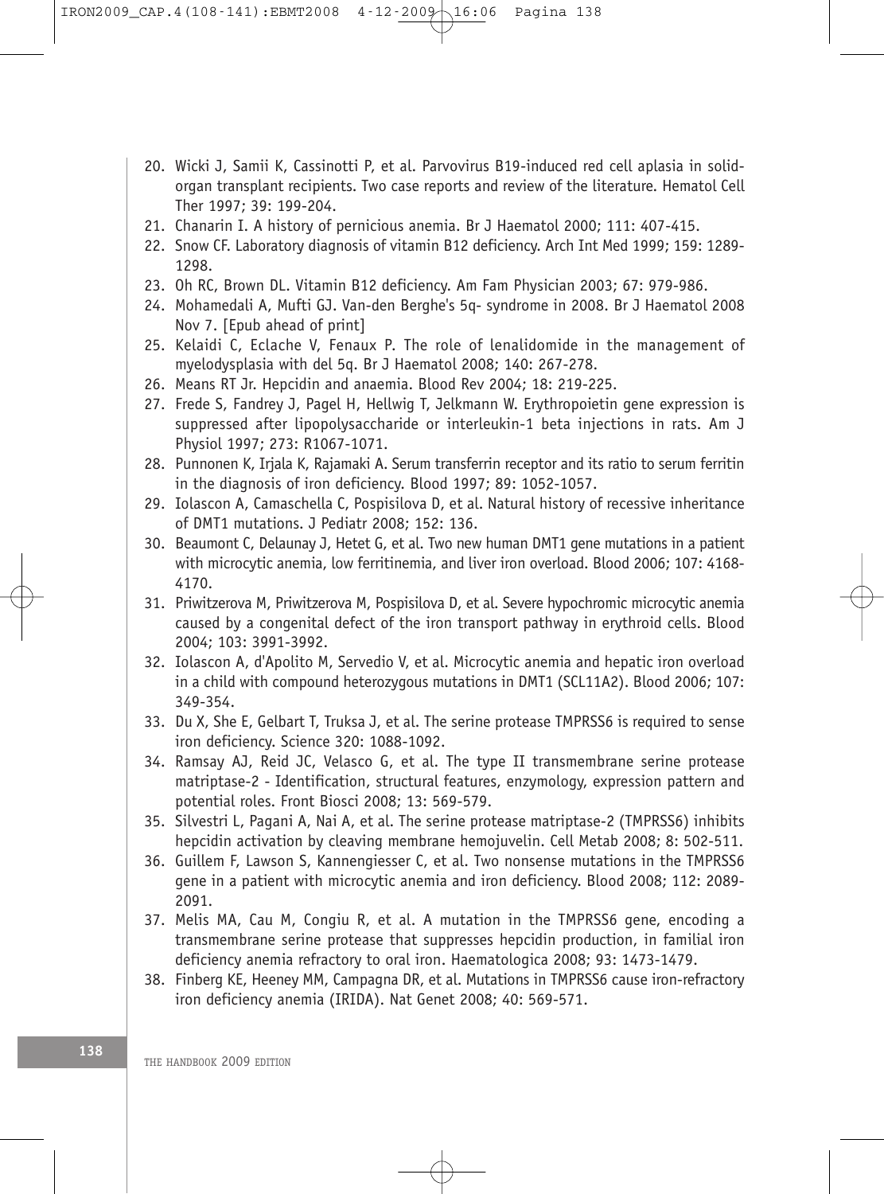20. Wicki J, Samii K, Cassinotti P, et al. Parvovirus B19-induced red cell aplasia in solid-organ transplant recipients. Two case reports and review of the literature. Hematol Cell Ther 1997; 39: 199-204.
21. Chanarin I. A history of pernicious anemia. Br J Haematol 2000; 111: 407-415.
22. Snow CF. Laboratory diagnosis of vitamin B12 deficiency. Arch Int Med 1999; 159: 1289-1298.
23. Oh RC, Brown DL. Vitamin B12 deficiency. Am Fam Physician 2003; 67: 979-986.
24. Mohamedali A, Mufti GJ. Van-den Berghe's 5q- syndrome in 2008. Br J Haematol 2008 Nov 7. [Epub ahead of print]
25. Kelaidi C, Eclache V, Fenaux P. The role of lenalidomide in the management of myelodysplasia with del 5q. Br J Haematol 2008; 140: 267-278.
26. Means RT Jr. Hepcidin and anaemia. Blood Rev 2004; 18: 219-225.
27. Frede S, Fandrey J, Pagel H, Hellwig T, Jelkmann W. Erythropoietin gene expression is suppressed after lipopolysaccharide or interleukin-1 beta injections in rats. Am J Physiol 1997; 273: R1067-1071.
28. Punnonen K, Irjala K, Rajamaki A. Serum transferrin receptor and its ratio to serum ferritin in the diagnosis of iron deficiency. Blood 1997; 89: 1052-1057.
29. Iolascon A, Camaschella C, Pospisilova D, et al. Natural history of recessive inheritance of DMT1 mutations. J Pediatr 2008; 152: 136.
30. Beaumont C, Delaunay J, Hetet G, et al. Two new human DMT1 gene mutations in a patient with microcytic anemia, low ferritinemia, and liver iron overload. Blood 2006; 107: 4168-4170.
31. Priwitzerova M, Priwitzerova M, Pospisilova D, et al. Severe hypochromic microcytic anemia caused by a congenital defect of the iron transport pathway in erythroid cells. Blood 2004; 103: 3991-3992.
32. Iolascon A, d'Apolito M, Servedio V, et al. Microcytic anemia and hepatic iron overload in a child with compound heterozygous mutations in DMT1 (SCL11A2). Blood 2006; 107: 349-354.
33. Du X, She E, Gelbart T, Truksa J, et al. The serine protease TMPRSS6 is required to sense iron deficiency. Science 320: 1088-1092.
34. Ramsay AJ, Reid JC, Velasco G, et al. The type II transmembrane serine protease matriptase-2 - Identification, structural features, enzymology, expression pattern and potential roles. Front Biosci 2008; 13: 569-579.
35. Silvestri L, Pagani A, Nai A, et al. The serine protease matriptase-2 (TMPRSS6) inhibits hepcidin activation by cleaving membrane hemojuvelin. Cell Metab 2008; 8: 502-511.
36. Guillem F, Lawson S, Kannengiesser C, et al. Two nonsense mutations in the TMPRSS6 gene in a patient with microcytic anemia and iron deficiency. Blood 2008; 112: 2089-2091.
37. Melis MA, Cau M, Congiu R, et al. A mutation in the TMPRSS6 gene, encoding a transmembrane serine protease that suppresses hepcidin production, in familial iron deficiency anemia refractory to oral iron. Haematologica 2008; 93: 1473-1479.
38. Finberg KE, Heeney MM, Campagna DR, et al. Mutations in TMPRSS6 cause iron-refractory iron deficiency anemia (IRIDA). Nat Genet 2008; 40: 569-571.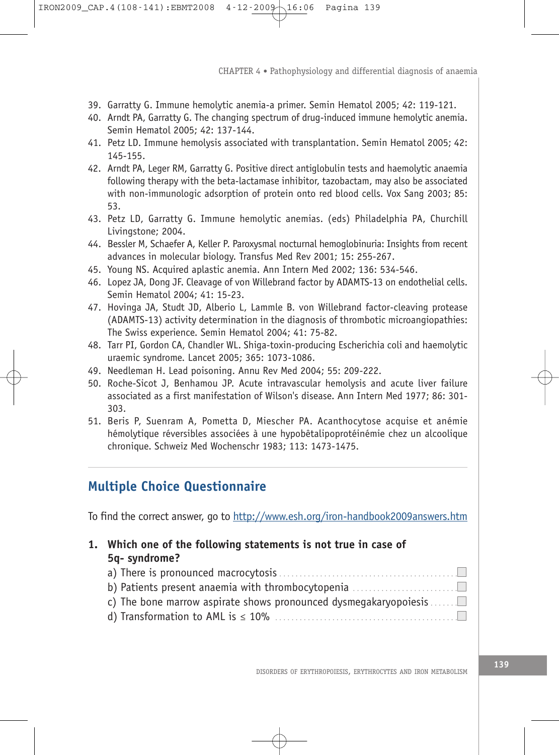39. Garratty G. Immune hemolytic anemia-a primer. Semin Hematol 2005; 42: 119-121.
40. Arndt PA, Garratty G. The changing spectrum of drug-induced immune hemolytic anemia. Semin Hematol 2005; 42: 137-144.
41. Petz LD. Immune hemolysis associated with transplantation. Semin Hematol 2005; 42: 145-155.
42. Arndt PA, Leger RM, Garratty G. Positive direct antiglobulin tests and haemolytic anaemia following therapy with the beta-lactamase inhibitor, tazobactam, may also be associated with non-immunologic adsorption of protein onto red blood cells. Vox Sang 2003; 85: 53.
43. Petz LD, Garratty G. Immune hemolytic anemias. (eds) Philadelphia PA, Churchill Livingstone; 2004.
44. Bessler M, Schaefer A, Keller P. Paroxysmal nocturnal hemoglobinuria: Insights from recent advances in molecular biology. Transfus Med Rev 2001; 15: 255-267.
45. Young NS. Acquired aplastic anemia. Ann Intern Med 2002; 136: 534-546.
46. Lopez JA, Dong JF. Cleavage of von Willebrand factor by ADAMTS-13 on endothelial cells. Semin Hematol 2004; 41: 15-23.
47. Hovinga JA, Studt JD, Alberio L, Lammle B. von Willebrand factor-cleaving protease (ADAMTS-13) activity determination in the diagnosis of thrombotic microangiopathies: The Swiss experience. Semin Hematol 2004; 41: 75-82.
48. Tarr PI, Gordon CA, Chandler WL. Shiga-toxin-producing Escherichia coli and haemolytic uraemic syndrome. Lancet 2005; 365: 1073-1086.
49. Needleman H. Lead poisoning. Annu Rev Med 2004; 55: 209-222.
50. Roche-Sicot J, Benhamou JP. Acute intravascular hemolysis and acute liver failure associated as a first manifestation of Wilson's disease. Ann Intern Med 1977; 86: 301-303.
51. Beris P, Suenram A, Pometta D, Miescher PA. Acanthocytose acquise et anémie hémolytique réversibles associées à une hypobêtalipoprotéinémie chez un alcoolique chronique. Schweiz Med Wochenschr 1983; 113: 1473-1475.

---

## Multiple Choice Questionnaire

To find the correct answer, go to http://www.esh.org/iron-handbook2009answers.htm

**1. Which one of the following statements is not true in case of 5q- syndrome?**

a) There is pronounced macrocytosis ☐
b) Patients present anaemia with thrombocytopenia ☐
c) The bone marrow aspirate shows pronounced dysmegakaryopoiesis ☐
d) Transformation to AML is ≤ 10% ☐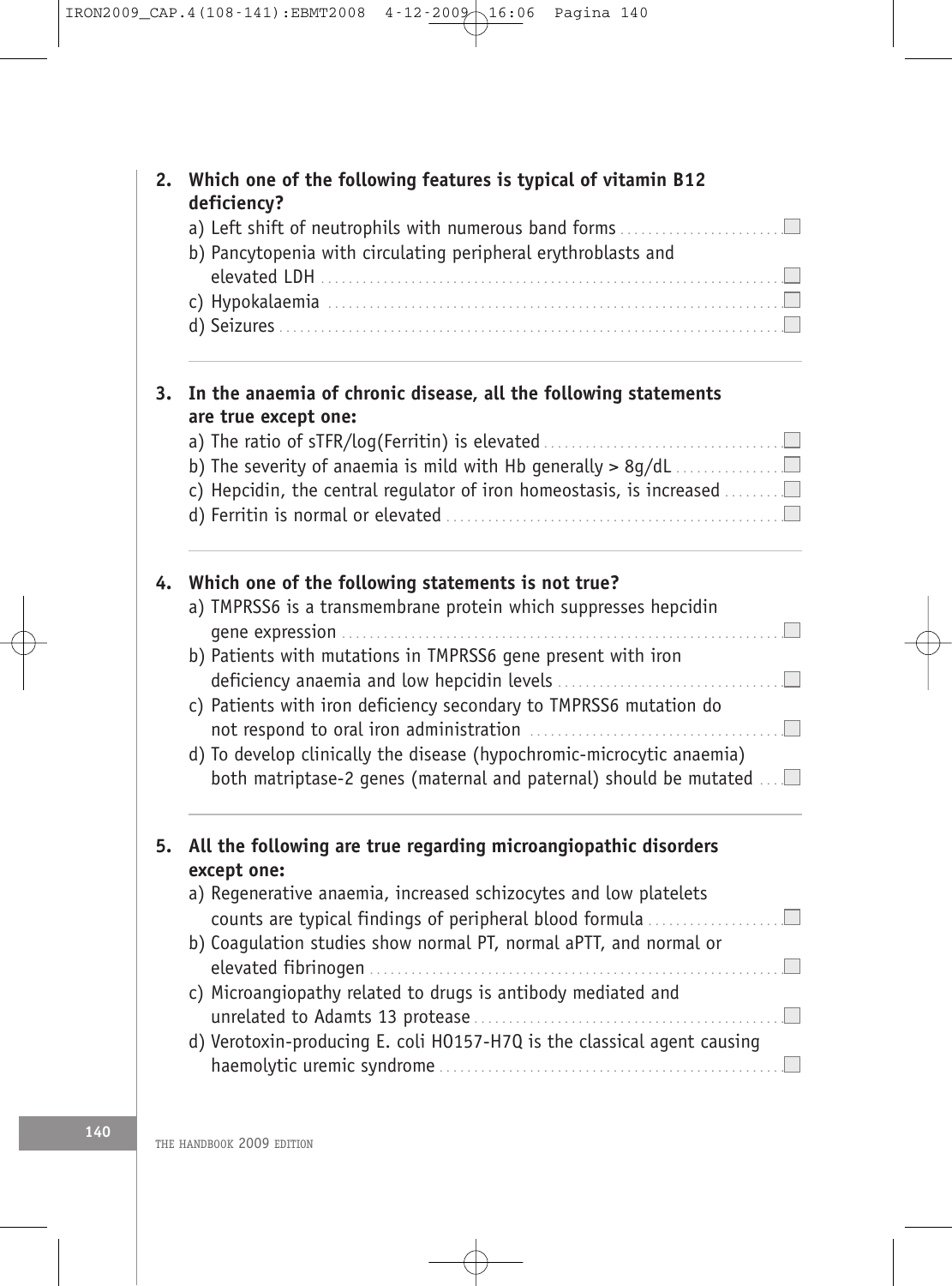2. **Which one of the following features is typical of vitamin B12 deficiency?**
   a) Left shift of neutrophils with numerous band forms ☐
   b) Pancytopenia with circulating peripheral erythroblasts and elevated LDH ☐
   c) Hypokalaemia ☐
   d) Seizures ☐

3. **In the anaemia of chronic disease, all the following statements are true except one:**
   a) The ratio of sTFR/log(Ferritin) is elevated ☐
   b) The severity of anaemia is mild with Hb generally > 8g/dL ☐
   c) Hepcidin, the central regulator of iron homeostasis, is increased ☐
   d) Ferritin is normal or elevated ☐

4. **Which one of the following statements is not true?**
   a) TMPRSS6 is a transmembrane protein which suppresses hepcidin gene expression ☐
   b) Patients with mutations in TMPRSS6 gene present with iron deficiency anaemia and low hepcidin levels ☐
   c) Patients with iron deficiency secondary to TMPRSS6 mutation do not respond to oral iron administration ☐
   d) To develop clinically the disease (hypochromic-microcytic anaemia) both matriptase-2 genes (maternal and paternal) should be mutated ☐

5. **All the following are true regarding microangiopathic disorders except one:**
   a) Regenerative anaemia, increased schizocytes and low platelets counts are typical findings of peripheral blood formula ☐
   b) Coagulation studies show normal PT, normal aPTT, and normal or elevated fibrinogen ☐
   c) Microangiopathy related to drugs is antibody mediated and unrelated to Adamts 13 protease ☐
   d) Verotoxin-producing E. coli HO157-H7Q is the classical agent causing haemolytic uremic syndrome ☐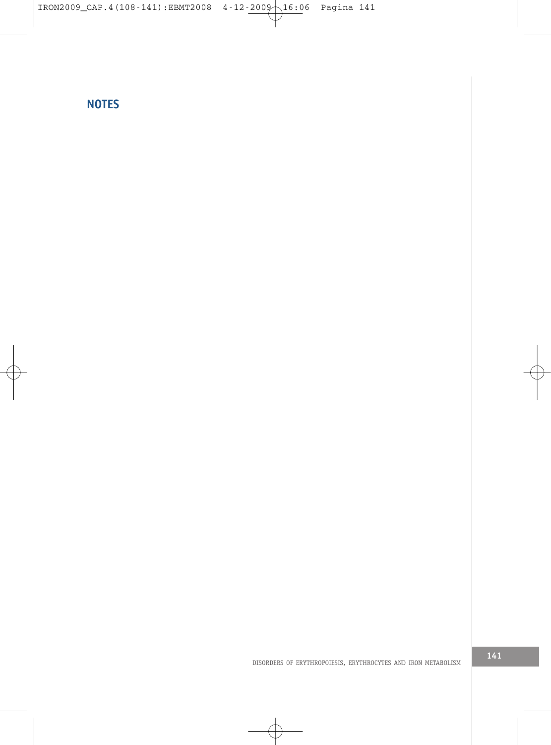## NOTES